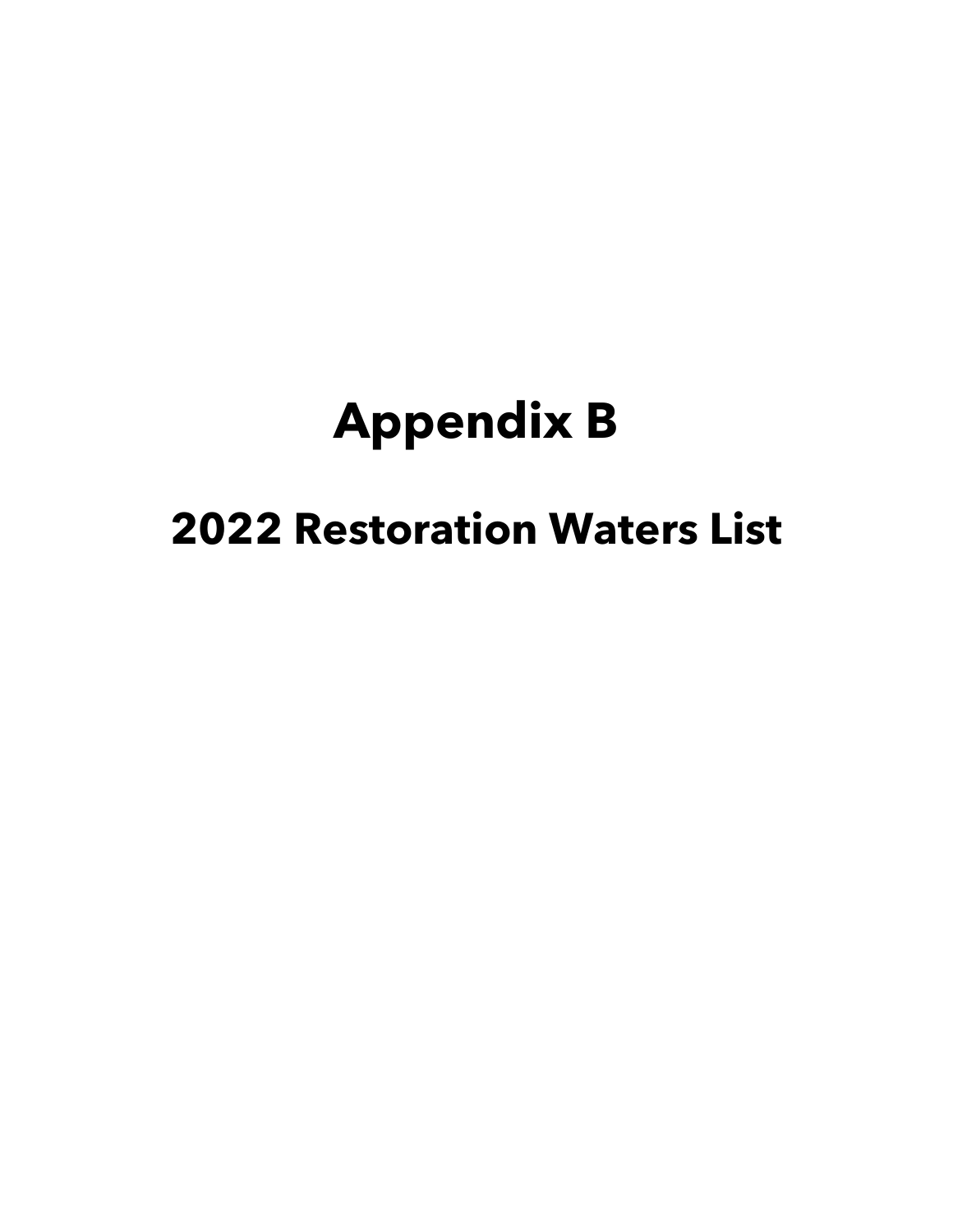# Appendix B

## 2022 Restoration Waters List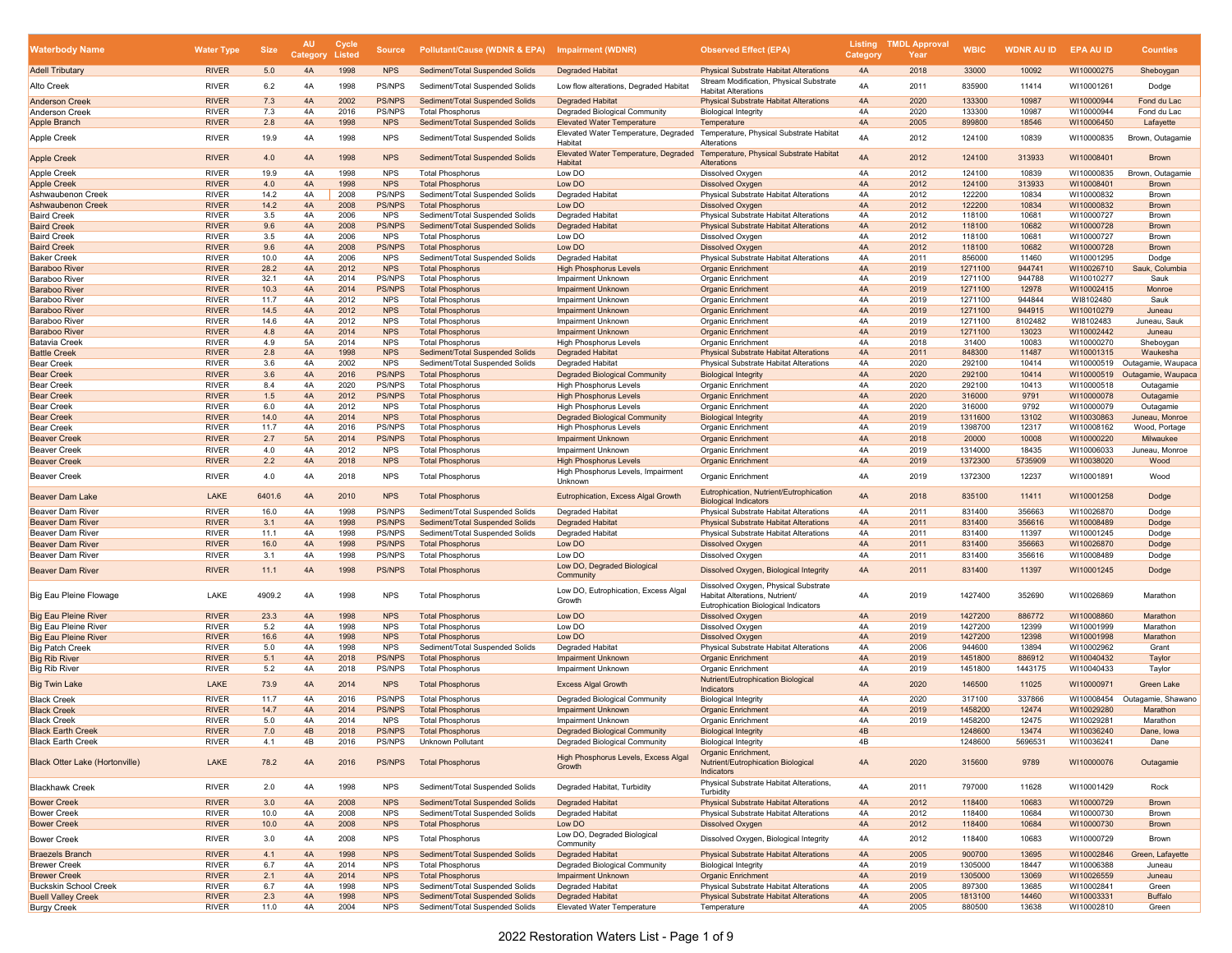| Waterbody Name | Water Type | Size | AU Category | Cycle Listed | Source | Pollutant/Cause (WDNR & EPA) | Impairment (WDNR) | Observed Effect (EPA) | Listing Category | TMDL Approval Year | WBIC | WDNR AU ID | EPA AU ID | Counties |
|---|---|---|---|---|---|---|---|---|---|---|---|---|---|---|
| Adell Tributary | RIVER | 5.0 | 4A | 1998 | NPS | Sediment/Total Suspended Solids | Degraded Habitat | Physical Substrate Habitat Alterations | 4A | 2018 | 33000 | 10092 | WI10000275 | Sheboygan |
| Alto Creek | RIVER | 6.2 | 4A | 1998 | PS/NPS | Sediment/Total Suspended Solids | Low flow alterations, Degraded Habitat | Stream Modification, Physical Substrate Habitat Alterations | 4A | 2011 | 835900 | 11414 | WI10001261 | Dodge |
| Anderson Creek | RIVER | 7.3 | 4A | 2002 | PS/NPS | Sediment/Total Suspended Solids | Degraded Habitat | Physical Substrate Habitat Alterations | 4A | 2020 | 133300 | 10987 | WI10000944 | Fond du Lac |
| Anderson Creek | RIVER | 7.3 | 4A | 2016 | PS/NPS | Total Phosphorus | Degraded Biological Community | Biological Integrity | 4A | 2020 | 133300 | 10987 | WI10000944 | Fond du Lac |
| Apple Branch | RIVER | 2.8 | 4A | 1998 | NPS | Sediment/Total Suspended Solids | Elevated Water Temperature | Temperature | 4A | 2005 | 899800 | 18546 | WI10006450 | Lafayette |
| Apple Creek | RIVER | 19.9 | 4A | 1998 | NPS | Sediment/Total Suspended Solids | Elevated Water Temperature, Degraded Habitat | Temperature, Physical Substrate Habitat Alterations | 4A | 2012 | 124100 | 10839 | WI10000835 | Brown, Outagamie |
| Apple Creek | RIVER | 4.0 | 4A | 1998 | NPS | Sediment/Total Suspended Solids | Elevated Water Temperature, Degraded Habitat | Temperature, Physical Substrate Habitat Alterations | 4A | 2012 | 124100 | 313933 | WI10008401 | Brown |
| Apple Creek | RIVER | 19.9 | 4A | 1998 | NPS | Total Phosphorus | Low DO | Dissolved Oxygen | 4A | 2012 | 124100 | 10839 | WI10000835 | Brown, Outagamie |
| Apple Creek | RIVER | 4.0 | 4A | 1998 | NPS | Total Phosphorus | Low DO | Dissolved Oxygen | 4A | 2012 | 124100 | 313933 | WI10008401 | Brown |
| Ashwaubenon Creek | RIVER | 14.2 | 4A | 2008 | PS/NPS | Sediment/Total Suspended Solids | Degraded Habitat | Physical Substrate Habitat Alterations | 4A | 2012 | 122200 | 10834 | WI10000832 | Brown |
| Ashwaubenon Creek | RIVER | 14.2 | 4A | 2008 | PS/NPS | Total Phosphorus | Low DO | Dissolved Oxygen | 4A | 2012 | 122200 | 10834 | WI10000832 | Brown |
| Baird Creek | RIVER | 3.5 | 4A | 2006 | NPS | Sediment/Total Suspended Solids | Degraded Habitat | Physical Substrate Habitat Alterations | 4A | 2012 | 118100 | 10681 | WI10000727 | Brown |
| Baird Creek | RIVER | 9.6 | 4A | 2008 | PS/NPS | Sediment/Total Suspended Solids | Degraded Habitat | Physical Substrate Habitat Alterations | 4A | 2012 | 118100 | 10682 | WI10000728 | Brown |
| Baird Creek | RIVER | 3.5 | 4A | 2006 | NPS | Total Phosphorus | Low DO | Dissolved Oxygen | 4A | 2012 | 118100 | 10681 | WI10000727 | Brown |
| Baird Creek | RIVER | 9.6 | 4A | 2008 | PS/NPS | Total Phosphorus | Low DO | Dissolved Oxygen | 4A | 2012 | 118100 | 10682 | WI10000728 | Brown |
| Baker Creek | RIVER | 10.0 | 4A | 2006 | NPS | Sediment/Total Suspended Solids | Degraded Habitat | Physical Substrate Habitat Alterations | 4A | 2011 | 856000 | 11460 | WI10001295 | Dodge |
| Baraboo River | RIVER | 28.2 | 4A | 2012 | NPS | Total Phosphorus | High Phosphorus Levels | Organic Enrichment | 4A | 2019 | 1271100 | 944741 | WI10026710 | Sauk, Columbia |
| Baraboo River | RIVER | 32.1 | 4A | 2014 | PS/NPS | Total Phosphorus | Impairment Unknown | Organic Enrichment | 4A | 2019 | 1271100 | 944788 | WI10010277 | Sauk |
| Baraboo River | RIVER | 10.3 | 4A | 2014 | PS/NPS | Total Phosphorus | Impairment Unknown | Organic Enrichment | 4A | 2019 | 1271100 | 12978 | WI10002415 | Monroe |
| Baraboo River | RIVER | 11.7 | 4A | 2012 | NPS | Total Phosphorus | Impairment Unknown | Organic Enrichment | 4A | 2019 | 1271100 | 944844 | WI8102480 | Sauk |
| Baraboo River | RIVER | 14.5 | 4A | 2012 | NPS | Total Phosphorus | Impairment Unknown | Organic Enrichment | 4A | 2019 | 1271100 | 944915 | WI10010279 | Juneau |
| Baraboo River | RIVER | 14.6 | 4A | 2012 | NPS | Total Phosphorus | Impairment Unknown | Organic Enrichment | 4A | 2019 | 1271100 | 8102482 | WI8102483 | Juneau, Sauk |
| Baraboo River | RIVER | 4.8 | 4A | 2014 | NPS | Total Phosphorus | Impairment Unknown | Organic Enrichment | 4A | 2019 | 1271100 | 13023 | WI10002442 | Juneau |
| Batavia Creek | RIVER | 4.9 | 5A | 2014 | NPS | Total Phosphorus | High Phosphorus Levels | Organic Enrichment | 4A | 2018 | 31400 | 10083 | WI10000270 | Sheboygan |
| Battle Creek | RIVER | 2.8 | 4A | 1998 | NPS | Sediment/Total Suspended Solids | Degraded Habitat | Physical Substrate Habitat Alterations | 4A | 2011 | 848300 | 11487 | WI10001315 | Waukesha |
| Bear Creek | RIVER | 3.6 | 4A | 2002 | NPS | Sediment/Total Suspended Solids | Degraded Habitat | Physical Substrate Habitat Alterations | 4A | 2020 | 292100 | 10414 | WI10000519 | Outagamie, Waupaca |
| Bear Creek | RIVER | 3.6 | 4A | 2016 | PS/NPS | Total Phosphorus | Degraded Biological Community | Biological Integrity | 4A | 2020 | 292100 | 10414 | WI10000519 | Outagamie, Waupaca |
| Bear Creek | RIVER | 8.4 | 4A | 2020 | PS/NPS | Total Phosphorus | High Phosphorus Levels | Organic Enrichment | 4A | 2020 | 292100 | 10413 | WI10000518 | Outagamie |
| Bear Creek | RIVER | 1.5 | 4A | 2012 | PS/NPS | Total Phosphorus | High Phosphorus Levels | Organic Enrichment | 4A | 2020 | 316000 | 9791 | WI10000078 | Outagamie |
| Bear Creek | RIVER | 6.0 | 4A | 2012 | NPS | Total Phosphorus | High Phosphorus Levels | Organic Enrichment | 4A | 2020 | 316000 | 9792 | WI10000079 | Outagamie |
| Bear Creek | RIVER | 14.0 | 4A | 2014 | NPS | Total Phosphorus | Degraded Biological Community | Biological Integrity | 4A | 2019 | 1311600 | 13102 | WI10030863 | Juneau, Monroe |
| Bear Creek | RIVER | 11.7 | 4A | 2016 | PS/NPS | Total Phosphorus | High Phosphorus Levels | Organic Enrichment | 4A | 2019 | 1398700 | 12317 | WI10008162 | Wood, Portage |
| Beaver Creek | RIVER | 2.7 | 5A | 2014 | PS/NPS | Total Phosphorus | Impairment Unknown | Organic Enrichment | 4A | 2018 | 20000 | 10008 | WI10000220 | Milwaukee |
| Beaver Creek | RIVER | 4.0 | 4A | 2012 | NPS | Total Phosphorus | Impairment Unknown | Organic Enrichment | 4A | 2019 | 1314000 | 18435 | WI10006033 | Juneau, Monroe |
| Beaver Creek | RIVER | 2.2 | 4A | 2018 | NPS | Total Phosphorus | High Phosphorus Levels | Organic Enrichment | 4A | 2019 | 1372300 | 5735909 | WI10038020 | Wood |
| Beaver Creek | RIVER | 4.0 | 4A | 2018 | NPS | Total Phosphorus | High Phosphorus Levels, Impairment Unknown | Organic Enrichment | 4A | 2019 | 1372300 | 12237 | WI10001891 | Wood |
| Beaver Dam Lake | LAKE | 6401.6 | 4A | 2010 | NPS | Total Phosphorus | Eutrophication, Excess Algal Growth | Eutrophication, Nutrient/Eutrophication Biological Indicators | 4A | 2018 | 835100 | 11411 | WI10001258 | Dodge |
| Beaver Dam River | RIVER | 16.0 | 4A | 1998 | PS/NPS | Sediment/Total Suspended Solids | Degraded Habitat | Physical Substrate Habitat Alterations | 4A | 2011 | 831400 | 356663 | WI10026870 | Dodge |
| Beaver Dam River | RIVER | 3.1 | 4A | 1998 | PS/NPS | Sediment/Total Suspended Solids | Degraded Habitat | Physical Substrate Habitat Alterations | 4A | 2011 | 831400 | 356616 | WI10008489 | Dodge |
| Beaver Dam River | RIVER | 11.1 | 4A | 1998 | PS/NPS | Sediment/Total Suspended Solids | Degraded Habitat | Physical Substrate Habitat Alterations | 4A | 2011 | 831400 | 11397 | WI10001245 | Dodge |
| Beaver Dam River | RIVER | 16.0 | 4A | 1998 | PS/NPS | Total Phosphorus | Low DO | Dissolved Oxygen | 4A | 2011 | 831400 | 356663 | WI10026870 | Dodge |
| Beaver Dam River | RIVER | 3.1 | 4A | 1998 | PS/NPS | Total Phosphorus | Low DO | Dissolved Oxygen | 4A | 2011 | 831400 | 356616 | WI10008489 | Dodge |
| Beaver Dam River | RIVER | 11.1 | 4A | 1998 | PS/NPS | Total Phosphorus | Low DO, Degraded Biological Community | Dissolved Oxygen, Biological Integrity | 4A | 2011 | 831400 | 11397 | WI10001245 | Dodge |
| Big Eau Pleine Flowage | LAKE | 4909.2 | 4A | 1998 | NPS | Total Phosphorus | Low DO, Eutrophication, Excess Algal Growth | Dissolved Oxygen, Physical Substrate Habitat Alterations, Nutrient/ Eutrophication Biological Indicators | 4A | 2019 | 1427400 | 352690 | WI10026869 | Marathon |
| Big Eau Pleine River | RIVER | 23.3 | 4A | 1998 | NPS | Total Phosphorus | Low DO | Dissolved Oxygen | 4A | 2019 | 1427200 | 886772 | WI10008860 | Marathon |
| Big Eau Pleine River | RIVER | 5.2 | 4A | 1998 | NPS | Total Phosphorus | Low DO | Dissolved Oxygen | 4A | 2019 | 1427200 | 12399 | WI10001999 | Marathon |
| Big Eau Pleine River | RIVER | 16.6 | 4A | 1998 | NPS | Total Phosphorus | Low DO | Dissolved Oxygen | 4A | 2019 | 1427200 | 12398 | WI10001998 | Marathon |
| Big Patch Creek | RIVER | 5.0 | 4A | 1998 | NPS | Sediment/Total Suspended Solids | Degraded Habitat | Physical Substrate Habitat Alterations | 4A | 2006 | 944600 | 13894 | WI10002962 | Grant |
| Big Rib River | RIVER | 5.1 | 4A | 2018 | PS/NPS | Total Phosphorus | Impairment Unknown | Organic Enrichment | 4A | 2019 | 1451800 | 886912 | WI10040432 | Taylor |
| Big Rib River | RIVER | 5.2 | 4A | 2018 | PS/NPS | Total Phosphorus | Impairment Unknown | Organic Enrichment | 4A | 2019 | 1451800 | 1443175 | WI10040433 | Taylor |
| Big Twin Lake | LAKE | 73.9 | 4A | 2014 | NPS | Total Phosphorus | Excess Algal Growth | Nutrient/Eutrophication Biological Indicators | 4A | 2020 | 146500 | 11025 | WI10000971 | Green Lake |
| Black Creek | RIVER | 11.7 | 4A | 2016 | PS/NPS | Total Phosphorus | Degraded Biological Community | Biological Integrity | 4A | 2020 | 317100 | 337866 | WI10008454 | Outagamie, Shawano |
| Black Creek | RIVER | 14.7 | 4A | 2014 | PS/NPS | Total Phosphorus | Impairment Unknown | Organic Enrichment | 4A | 2019 | 1458200 | 12474 | WI10029280 | Marathon |
| Black Creek | RIVER | 5.0 | 4A | 2014 | NPS | Total Phosphorus | Impairment Unknown | Organic Enrichment | 4A | 2019 | 1458200 | 12475 | WI10029281 | Marathon |
| Black Earth Creek | RIVER | 7.0 | 4B | 2018 | PS/NPS | Total Phosphorus | Degraded Biological Community | Biological Integrity | 4B | | 1248600 | 13474 | WI10036240 | Dane, Iowa |
| Black Earth Creek | RIVER | 4.1 | 4B | 2016 | PS/NPS | Unknown Pollutant | Degraded Biological Community | Biological Integrity | 4B | | 1248600 | 5696531 | WI10036241 | Dane |
| Black Otter Lake (Hortonville) | LAKE | 78.2 | 4A | 2016 | PS/NPS | Total Phosphorus | High Phosphorus Levels, Excess Algal Growth | Organic Enrichment, Nutrient/Eutrophication Biological Indicators | 4A | 2020 | 315600 | 9789 | WI10000076 | Outagamie |
| Blackhawk Creek | RIVER | 2.0 | 4A | 1998 | NPS | Sediment/Total Suspended Solids | Degraded Habitat, Turbidity | Physical Substrate Habitat Alterations, Turbidity | 4A | 2011 | 797000 | 11628 | WI10001429 | Rock |
| Bower Creek | RIVER | 3.0 | 4A | 2008 | NPS | Sediment/Total Suspended Solids | Degraded Habitat | Physical Substrate Habitat Alterations | 4A | 2012 | 118400 | 10683 | WI10000729 | Brown |
| Bower Creek | RIVER | 10.0 | 4A | 2008 | NPS | Sediment/Total Suspended Solids | Degraded Habitat | Physical Substrate Habitat Alterations | 4A | 2012 | 118400 | 10684 | WI10000730 | Brown |
| Bower Creek | RIVER | 10.0 | 4A | 2008 | NPS | Total Phosphorus | Low DO | Dissolved Oxygen | 4A | 2012 | 118400 | 10684 | WI10000730 | Brown |
| Bower Creek | RIVER | 3.0 | 4A | 2008 | NPS | Total Phosphorus | Low DO, Degraded Biological Community | Dissolved Oxygen, Biological Integrity | 4A | 2012 | 118400 | 10683 | WI10000729 | Brown |
| Braezels Branch | RIVER | 4.1 | 4A | 1998 | NPS | Sediment/Total Suspended Solids | Degraded Habitat | Physical Substrate Habitat Alterations | 4A | 2005 | 900700 | 13695 | WI10002846 | Green, Lafayette |
| Brewer Creek | RIVER | 6.7 | 4A | 2014 | NPS | Total Phosphorus | Degraded Biological Community | Biological Integrity | 4A | 2019 | 1305000 | 18447 | WI10006388 | Juneau |
| Brewer Creek | RIVER | 2.1 | 4A | 2014 | NPS | Total Phosphorus | Impairment Unknown | Organic Enrichment | 4A | 2019 | 1305000 | 13069 | WI10026559 | Juneau |
| Buckskin School Creek | RIVER | 6.7 | 4A | 1998 | NPS | Sediment/Total Suspended Solids | Degraded Habitat | Physical Substrate Habitat Alterations | 4A | 2005 | 897300 | 13685 | WI10002841 | Green |
| Buell Valley Creek | RIVER | 2.3 | 4A | 1998 | NPS | Sediment/Total Suspended Solids | Degraded Habitat | Physical Substrate Habitat Alterations | 4A | 2005 | 1813100 | 14460 | WI10003331 | Buffalo |
| Burgy Creek | RIVER | 11.0 | 4A | 2004 | NPS | Sediment/Total Suspended Solids | Elevated Water Temperature | Temperature | 4A | 2005 | 880500 | 13638 | WI10002810 | Green |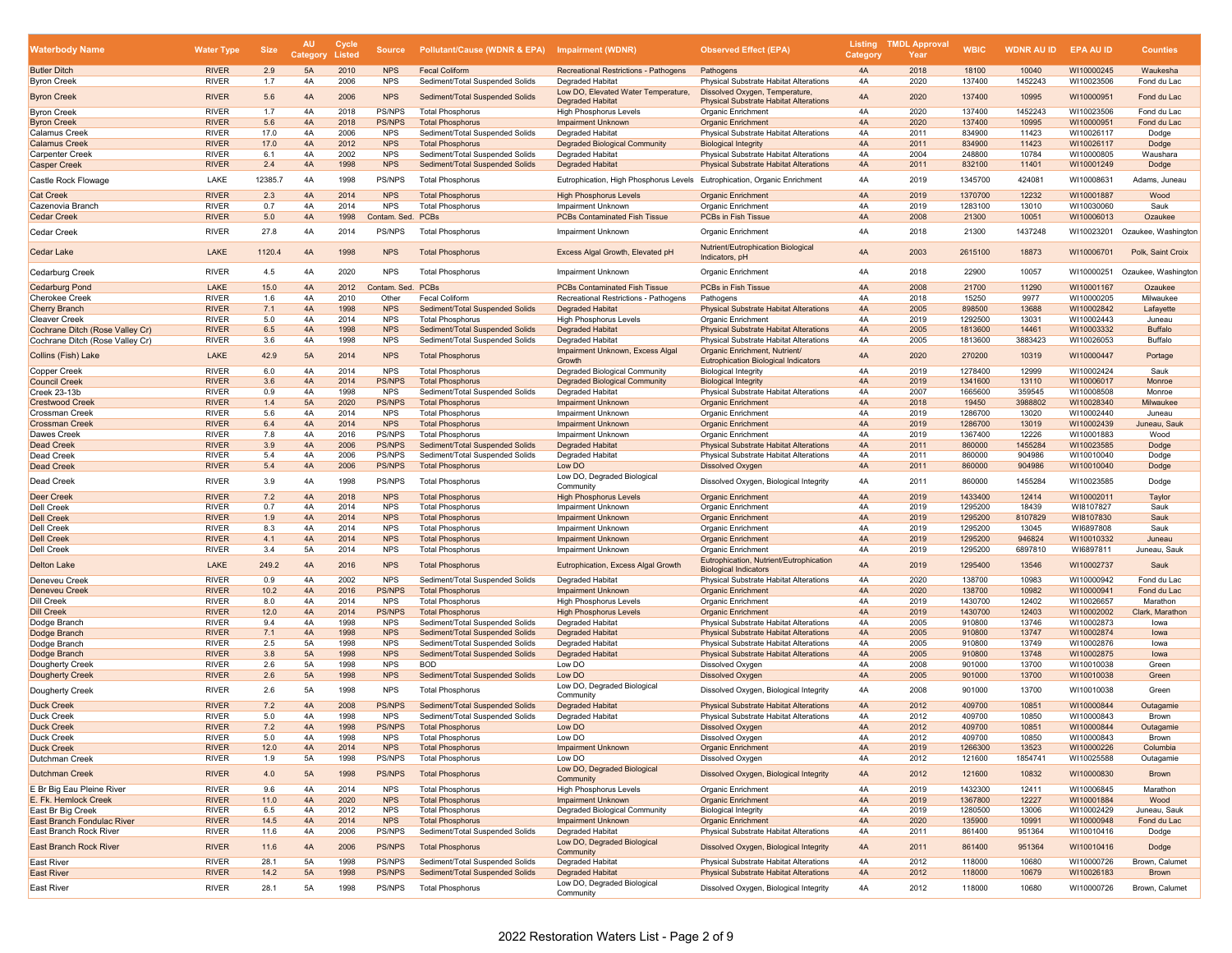| Waterbody Name | Water Type | Size | AU Category | Cycle Listed | Source | Pollutant/Cause (WDNR & EPA) | Impairment (WDNR) | Observed Effect (EPA) | Listing Category | TMDL Approval Year | WBIC | WDNR AU ID | EPA AU ID | Counties |
|---|---|---|---|---|---|---|---|---|---|---|---|---|---|---|
| Butler Ditch | RIVER | 2.9 | 5A | 2010 | NPS | Fecal Coliform | Recreational Restrictions - Pathogens | Pathogens | 4A | 2018 | 18100 | 10040 | WI10000245 | Waukesha |
| Byron Creek | RIVER | 1.7 | 4A | 2006 | NPS | Sediment/Total Suspended Solids | Degraded Habitat | Physical Substrate Habitat Alterations | 4A | 2020 | 137400 | 1452243 | WI10023506 | Fond du Lac |
| Byron Creek | RIVER | 5.6 | 4A | 2006 | NPS | Sediment/Total Suspended Solids | Low DO, Elevated Water Temperature, Degraded Habitat | Dissolved Oxygen, Temperature, Physical Substrate Habitat Alterations | 4A | 2020 | 137400 | 10995 | WI10000951 | Fond du Lac |
| Byron Creek | RIVER | 1.7 | 4A | 2018 | PS/NPS | Total Phosphorus | High Phosphorus Levels | Organic Enrichment | 4A | 2020 | 137400 | 1452243 | WI10023506 | Fond du Lac |
| Byron Creek | RIVER | 5.6 | 4A | 2018 | PS/NPS | Total Phosphorus | Impairment Unknown | Organic Enrichment | 4A | 2020 | 137400 | 10995 | WI10000951 | Fond du Lac |
| Calamus Creek | RIVER | 17.0 | 4A | 2006 | NPS | Sediment/Total Suspended Solids | Degraded Habitat | Physical Substrate Habitat Alterations | 4A | 2011 | 834900 | 11423 | WI10026117 | Dodge |
| Calamus Creek | RIVER | 17.0 | 4A | 2012 | NPS | Total Phosphorus | Degraded Biological Community | Biological Integrity | 4A | 2011 | 834900 | 11423 | WI10026117 | Dodge |
| Carpenter Creek | RIVER | 6.1 | 4A | 2002 | NPS | Sediment/Total Suspended Solids | Degraded Habitat | Physical Substrate Habitat Alterations | 4A | 2004 | 248800 | 10784 | WI10000805 | Waushara |
| Casper Creek | RIVER | 2.4 | 4A | 1998 | NPS | Sediment/Total Suspended Solids | Degraded Habitat | Physical Substrate Habitat Alterations | 4A | 2011 | 832100 | 11401 | WI10001249 | Dodge |
| Castle Rock Flowage | LAKE | 12385.7 | 4A | 1998 | PS/NPS | Total Phosphorus | Eutrophication, High Phosphorus Levels | Eutrophication, Organic Enrichment | 4A | 2019 | 1345700 | 424081 | WI10008631 | Adams, Juneau |
| Cat Creek | RIVER | 2.3 | 4A | 2014 | NPS | Total Phosphorus | High Phosphorus Levels | Organic Enrichment | 4A | 2019 | 1370700 | 12232 | WI10001887 | Wood |
| Cazenovia Branch | RIVER | 0.7 | 4A | 2014 | NPS | Total Phosphorus | Impairment Unknown | Organic Enrichment | 4A | 2019 | 1283100 | 13010 | WI10030060 | Sauk |
| Cedar Creek | RIVER | 5.0 | 4A | 1998 | Contam. Sed. | PCBs | PCBs Contaminated Fish Tissue | PCBs in Fish Tissue | 4A | 2008 | 21300 | 10051 | WI10006013 | Ozaukee |
| Cedar Creek | RIVER | 27.8 | 4A | 2014 | PS/NPS | Total Phosphorus | Impairment Unknown | Organic Enrichment | 4A | 2018 | 21300 | 1437248 | WI10023201 | Ozaukee, Washington |
| Cedar Lake | LAKE | 1120.4 | 4A | 1998 | NPS | Total Phosphorus | Excess Algal Growth, Elevated pH | Nutrient/Eutrophication Biological Indicators, pH | 4A | 2003 | 2615100 | 18873 | WI10006701 | Polk, Saint Croix |
| Cedarburg Creek | RIVER | 4.5 | 4A | 2020 | NPS | Total Phosphorus | Impairment Unknown | Organic Enrichment | 4A | 2018 | 22900 | 10057 | WI10000251 | Ozaukee, Washington |
| Cedarburg Pond | LAKE | 15.0 | 4A | 2012 | Contam. Sed. | PCBs | PCBs Contaminated Fish Tissue | PCBs in Fish Tissue | 4A | 2008 | 21700 | 11290 | WI10001167 | Ozaukee |
| Cherokee Creek | RIVER | 1.6 | 4A | 2010 | Other | Fecal Coliform | Recreational Restrictions - Pathogens | Pathogens | 4A | 2018 | 15250 | 9977 | WI10000205 | Milwaukee |
| Cherry Branch | RIVER | 7.1 | 4A | 1998 | NPS | Sediment/Total Suspended Solids | Degraded Habitat | Physical Substrate Habitat Alterations | 4A | 2005 | 898500 | 13688 | WI10002842 | Lafayette |
| Cleaver Creek | RIVER | 5.0 | 4A | 2014 | NPS | Total Phosphorus | High Phosphorus Levels | Organic Enrichment | 4A | 2019 | 1292500 | 13031 | WI10002443 | Juneau |
| Cochrane Ditch (Rose Valley Cr) | RIVER | 6.5 | 4A | 1998 | NPS | Sediment/Total Suspended Solids | Degraded Habitat | Physical Substrate Habitat Alterations | 4A | 2005 | 1813600 | 14461 | WI10003332 | Buffalo |
| Cochrane Ditch (Rose Valley Cr) | RIVER | 3.6 | 4A | 1998 | NPS | Sediment/Total Suspended Solids | Degraded Habitat | Physical Substrate Habitat Alterations | 4A | 2005 | 1813600 | 3883423 | WI10026053 | Buffalo |
| Collins (Fish) Lake | LAKE | 42.9 | 5A | 2014 | NPS | Total Phosphorus | Impairment Unknown, Excess Algal Growth | Organic Enrichment, Nutrient/ Eutrophication Biological Indicators | 4A | 2020 | 270200 | 10319 | WI10000447 | Portage |
| Copper Creek | RIVER | 6.0 | 4A | 2014 | NPS | Total Phosphorus | Degraded Biological Community | Biological Integrity | 4A | 2019 | 1278400 | 12999 | WI10002424 | Sauk |
| Council Creek | RIVER | 3.6 | 4A | 2014 | PS/NPS | Total Phosphorus | Degraded Biological Community | Biological Integrity | 4A | 2019 | 1341600 | 13110 | WI10006017 | Monroe |
| Creek 23-13b | RIVER | 0.9 | 4A | 1998 | NPS | Sediment/Total Suspended Solids | Degraded Habitat | Physical Substrate Habitat Alterations | 4A | 2007 | 1665600 | 359545 | WI10008508 | Monroe |
| Crestwood Creek | RIVER | 1.4 | 5A | 2020 | PS/NPS | Total Phosphorus | Impairment Unknown | Organic Enrichment | 4A | 2018 | 19450 | 3988802 | WI10028340 | Milwaukee |
| Crossman Creek | RIVER | 5.6 | 4A | 2014 | NPS | Total Phosphorus | Impairment Unknown | Organic Enrichment | 4A | 2019 | 1286700 | 13020 | WI10002440 | Juneau |
| Crossman Creek | RIVER | 6.4 | 4A | 2014 | NPS | Total Phosphorus | Impairment Unknown | Organic Enrichment | 4A | 2019 | 1286700 | 13019 | WI10002439 | Juneau, Sauk |
| Dawes Creek | RIVER | 7.8 | 4A | 2016 | PS/NPS | Total Phosphorus | Impairment Unknown | Organic Enrichment | 4A | 2019 | 1367400 | 12226 | WI10001883 | Wood |
| Dead Creek | RIVER | 3.9 | 4A | 2006 | PS/NPS | Sediment/Total Suspended Solids | Degraded Habitat | Physical Substrate Habitat Alterations | 4A | 2011 | 860000 | 1455284 | WI10023585 | Dodge |
| Dead Creek | RIVER | 5.4 | 4A | 2006 | PS/NPS | Sediment/Total Suspended Solids | Degraded Habitat | Physical Substrate Habitat Alterations | 4A | 2011 | 860000 | 904986 | WI10010040 | Dodge |
| Dead Creek | RIVER | 5.4 | 4A | 2006 | PS/NPS | Total Phosphorus | Low DO | Dissolved Oxygen | 4A | 2011 | 860000 | 904986 | WI10010040 | Dodge |
| Dead Creek | RIVER | 3.9 | 4A | 1998 | PS/NPS | Total Phosphorus | Low DO, Degraded Biological Community | Dissolved Oxygen, Biological Integrity | 4A | 2011 | 860000 | 1455284 | WI10023585 | Dodge |
| Deer Creek | RIVER | 7.2 | 4A | 2018 | NPS | Total Phosphorus | High Phosphorus Levels | Organic Enrichment | 4A | 2019 | 1433400 | 12414 | WI10002011 | Taylor |
| Dell Creek | RIVER | 0.7 | 4A | 2014 | NPS | Total Phosphorus | Impairment Unknown | Organic Enrichment | 4A | 2019 | 1295200 | 18439 | WI8107827 | Sauk |
| Dell Creek | RIVER | 1.9 | 4A | 2014 | NPS | Total Phosphorus | Impairment Unknown | Organic Enrichment | 4A | 2019 | 1295200 | 8107829 | WI8107830 | Sauk |
| Dell Creek | RIVER | 8.3 | 4A | 2014 | NPS | Total Phosphorus | Impairment Unknown | Organic Enrichment | 4A | 2019 | 1295200 | 13045 | WI6897808 | Sauk |
| Dell Creek | RIVER | 4.1 | 4A | 2014 | NPS | Total Phosphorus | Impairment Unknown | Organic Enrichment | 4A | 2019 | 1295200 | 946824 | WI10010332 | Juneau |
| Dell Creek | RIVER | 3.4 | 5A | 2014 | NPS | Total Phosphorus | Impairment Unknown | Organic Enrichment | 4A | 2019 | 1295200 | 6897810 | WI6897811 | Juneau, Sauk |
| Delton Lake | LAKE | 249.2 | 4A | 2016 | NPS | Total Phosphorus | Eutrophication, Excess Algal Growth | Eutrophication, Nutrient/Eutrophication Biological Indicators | 4A | 2019 | 1295400 | 13546 | WI10002737 | Sauk |
| Deneveu Creek | RIVER | 0.9 | 4A | 2002 | NPS | Sediment/Total Suspended Solids | Degraded Habitat | Physical Substrate Habitat Alterations | 4A | 2020 | 138700 | 10983 | WI10000942 | Fond du Lac |
| Deneveu Creek | RIVER | 10.2 | 4A | 2016 | PS/NPS | Total Phosphorus | Impairment Unknown | Organic Enrichment | 4A | 2020 | 138700 | 10982 | WI10000941 | Fond du Lac |
| Dill Creek | RIVER | 8.0 | 4A | 2014 | NPS | Total Phosphorus | High Phosphorus Levels | Organic Enrichment | 4A | 2019 | 1430700 | 12402 | WI10026657 | Marathon |
| Dill Creek | RIVER | 12.0 | 4A | 2014 | PS/NPS | Total Phosphorus | High Phosphorus Levels | Organic Enrichment | 4A | 2019 | 1430700 | 12403 | WI10002002 | Clark, Marathon |
| Dodge Branch | RIVER | 9.4 | 4A | 1998 | NPS | Sediment/Total Suspended Solids | Degraded Habitat | Physical Substrate Habitat Alterations | 4A | 2005 | 910800 | 13746 | WI10002873 | Iowa |
| Dodge Branch | RIVER | 7.1 | 4A | 1998 | NPS | Sediment/Total Suspended Solids | Degraded Habitat | Physical Substrate Habitat Alterations | 4A | 2005 | 910800 | 13747 | WI10002874 | Iowa |
| Dodge Branch | RIVER | 2.5 | 5A | 1998 | NPS | Sediment/Total Suspended Solids | Degraded Habitat | Physical Substrate Habitat Alterations | 4A | 2005 | 910800 | 13749 | WI10002876 | Iowa |
| Dodge Branch | RIVER | 3.8 | 5A | 1998 | NPS | Sediment/Total Suspended Solids | Degraded Habitat | Physical Substrate Habitat Alterations | 4A | 2005 | 910800 | 13748 | WI10002875 | Iowa |
| Dougherty Creek | RIVER | 2.6 | 5A | 1998 | NPS | BOD | Low DO | Dissolved Oxygen | 4A | 2008 | 901000 | 13700 | WI10010038 | Green |
| Dougherty Creek | RIVER | 2.6 | 5A | 1998 | NPS | Sediment/Total Suspended Solids | Low DO | Dissolved Oxygen | 4A | 2005 | 901000 | 13700 | WI10010038 | Green |
| Dougherty Creek | RIVER | 2.6 | 5A | 1998 | NPS | Total Phosphorus | Low DO, Degraded Biological Community | Dissolved Oxygen, Biological Integrity | 4A | 2008 | 901000 | 13700 | WI10010038 | Green |
| Duck Creek | RIVER | 7.2 | 4A | 2008 | PS/NPS | Sediment/Total Suspended Solids | Degraded Habitat | Physical Substrate Habitat Alterations | 4A | 2012 | 409700 | 10851 | WI10000844 | Outagamie |
| Duck Creek | RIVER | 5.0 | 4A | 1998 | NPS | Sediment/Total Suspended Solids | Degraded Habitat | Physical Substrate Habitat Alterations | 4A | 2012 | 409700 | 10850 | WI10000843 | Brown |
| Duck Creek | RIVER | 7.2 | 4A | 1998 | PS/NPS | Total Phosphorus | Low DO | Dissolved Oxygen | 4A | 2012 | 409700 | 10851 | WI10000844 | Outagamie |
| Duck Creek | RIVER | 5.0 | 4A | 1998 | NPS | Total Phosphorus | Low DO | Dissolved Oxygen | 4A | 2012 | 409700 | 10850 | WI10000843 | Brown |
| Duck Creek | RIVER | 12.0 | 4A | 2014 | NPS | Total Phosphorus | Impairment Unknown | Organic Enrichment | 4A | 2019 | 1266300 | 13523 | WI10000226 | Columbia |
| Dutchman Creek | RIVER | 1.9 | 5A | 1998 | PS/NPS | Total Phosphorus | Low DO | Dissolved Oxygen | 4A | 2012 | 121600 | 1854741 | WI10025588 | Outagamie |
| Dutchman Creek | RIVER | 4.0 | 5A | 1998 | PS/NPS | Total Phosphorus | Low DO, Degraded Biological Community | Dissolved Oxygen, Biological Integrity | 4A | 2012 | 121600 | 10832 | WI10000830 | Brown |
| E Br Big Eau Pleine River | RIVER | 9.6 | 4A | 2014 | NPS | Total Phosphorus | High Phosphorus Levels | Organic Enrichment | 4A | 2019 | 1432300 | 12411 | WI10006845 | Marathon |
| E. Fk. Hemlock Creek | RIVER | 11.0 | 4A | 2020 | NPS | Total Phosphorus | Impairment Unknown | Organic Enrichment | 4A | 2019 | 1367800 | 12227 | WI10001884 | Wood |
| East Br Big Creek | RIVER | 6.5 | 4A | 2012 | NPS | Total Phosphorus | Degraded Biological Community | Biological Integrity | 4A | 2019 | 1280500 | 13006 | WI10002429 | Juneau, Sauk |
| East Branch Fondulac River | RIVER | 14.5 | 4A | 2014 | NPS | Total Phosphorus | Impairment Unknown | Organic Enrichment | 4A | 2020 | 135900 | 10991 | WI10000948 | Fond du Lac |
| East Branch Rock River | RIVER | 11.6 | 4A | 2006 | PS/NPS | Sediment/Total Suspended Solids | Degraded Habitat | Physical Substrate Habitat Alterations | 4A | 2011 | 861400 | 951364 | WI10010416 | Dodge |
| East Branch Rock River | RIVER | 11.6 | 4A | 2006 | PS/NPS | Total Phosphorus | Low DO, Degraded Biological Community | Dissolved Oxygen, Biological Integrity | 4A | 2011 | 861400 | 951364 | WI10010416 | Dodge |
| East River | RIVER | 28.1 | 5A | 1998 | PS/NPS | Sediment/Total Suspended Solids | Degraded Habitat | Physical Substrate Habitat Alterations | 4A | 2012 | 118000 | 10680 | WI10000726 | Brown, Calumet |
| East River | RIVER | 14.2 | 5A | 1998 | PS/NPS | Sediment/Total Suspended Solids | Degraded Habitat | Physical Substrate Habitat Alterations | 4A | 2012 | 118000 | 10679 | WI10026183 | Brown |
| East River | RIVER | 28.1 | 5A | 1998 | PS/NPS | Total Phosphorus | Low DO, Degraded Biological Community | Dissolved Oxygen, Biological Integrity | 4A | 2012 | 118000 | 10680 | WI10000726 | Brown, Calumet |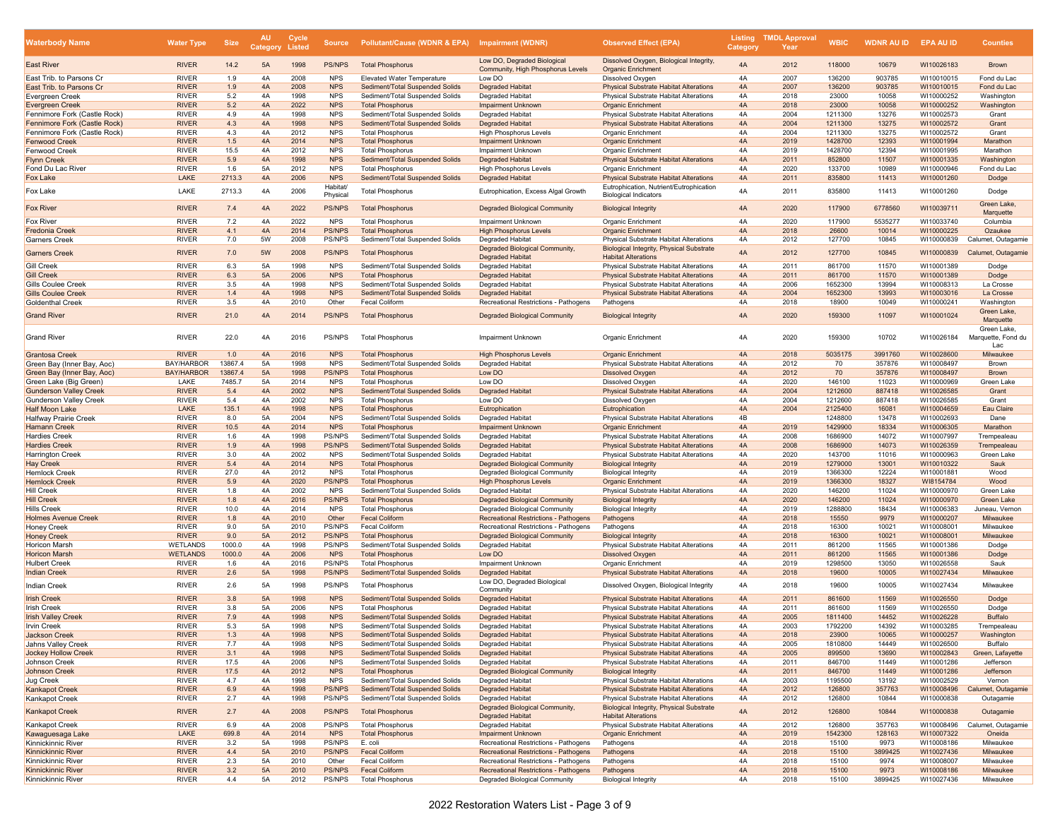| Waterbody Name | Water Type | Size | AU Category | Cycle Listed | Source | Pollutant/Cause (WDNR & EPA) | Impairment (WDNR) | Observed Effect (EPA) | Listing Category | TMDL Approval Year | WBIC | WDNR AU ID | EPA AU ID | Counties |
|---|---|---|---|---|---|---|---|---|---|---|---|---|---|---|
| East River | RIVER | 14.2 | 5A | 1998 | PS/NPS | Total Phosphorus | Low DO, Degraded Biological Community, High Phosphorus Levels | Dissolved Oxygen, Biological Integrity, Organic Enrichment | 4A | 2012 | 118000 | 10679 | WI10026183 | Brown |
| East Trib. to Parsons Cr | RIVER | 1.9 | 4A | 2008 | NPS | Elevated Water Temperature | Low DO | Dissolved Oxygen | 4A | 2007 | 136200 | 903785 | WI10010015 | Fond du Lac |
| East Trib. to Parsons Cr | RIVER | 1.9 | 4A | 2008 | NPS | Sediment/Total Suspended Solids | Degraded Habitat | Physical Substrate Habitat Alterations | 4A | 2007 | 136200 | 903785 | WI10010015 | Fond du Lac |
| Evergreen Creek | RIVER | 5.2 | 4A | 1998 | NPS | Sediment/Total Suspended Solids | Degraded Habitat | Physical Substrate Habitat Alterations | 4A | 2018 | 23000 | 10058 | WI10000252 | Washington |
| Evergreen Creek | RIVER | 5.2 | 4A | 2022 | NPS | Total Phosphorus | Impairment Unknown | Organic Enrichment | 4A | 2018 | 23000 | 10058 | WI10000252 | Washington |
| Fennimore Fork (Castle Rock) | RIVER | 4.9 | 4A | 1998 | NPS | Sediment/Total Suspended Solids | Degraded Habitat | Physical Substrate Habitat Alterations | 4A | 2004 | 1211300 | 13276 | WI10002573 | Grant |
| Fennimore Fork (Castle Rock) | RIVER | 4.3 | 4A | 1998 | NPS | Sediment/Total Suspended Solids | Degraded Habitat | Physical Substrate Habitat Alterations | 4A | 2004 | 1211300 | 13275 | WI10002572 | Grant |
| Fennimore Fork (Castle Rock) | RIVER | 4.3 | 4A | 2012 | NPS | Total Phosphorus | High Phosphorus Levels | Organic Enrichment | 4A | 2004 | 1211300 | 13275 | WI10002572 | Grant |
| Fenwood Creek | RIVER | 1.5 | 4A | 2014 | NPS | Total Phosphorus | Impairment Unknown | Organic Enrichment | 4A | 2019 | 1428700 | 12393 | WI10001994 | Marathon |
| Fenwood Creek | RIVER | 15.5 | 4A | 2012 | NPS | Total Phosphorus | Impairment Unknown | Organic Enrichment | 4A | 2019 | 1428700 | 12394 | WI10001995 | Marathon |
| Flynn Creek | RIVER | 5.9 | 4A | 1998 | NPS | Sediment/Total Suspended Solids | Degraded Habitat | Physical Substrate Habitat Alterations | 4A | 2011 | 852800 | 11507 | WI10001335 | Washington |
| Fond Du Lac River | RIVER | 1.6 | 5A | 2012 | NPS | Total Phosphorus | High Phosphorus Levels | Organic Enrichment | 4A | 2020 | 133700 | 10989 | WI10000946 | Fond du Lac |
| Fox Lake | LAKE | 2713.3 | 4A | 2006 | NPS | Sediment/Total Suspended Solids | Degraded Habitat | Physical Substrate Habitat Alterations | 4A | 2011 | 835800 | 11413 | WI10001260 | Dodge |
| Fox Lake | LAKE | 2713.3 | 4A | 2006 | Habitat/ Physical | Total Phosphorus | Eutrophication, Excess Algal Growth | Eutrophication, Nutrient/Eutrophication Biological Indicators | 4A | 2011 | 835800 | 11413 | WI10001260 | Dodge |
| Fox River | RIVER | 7.4 | 4A | 2022 | PS/NPS | Total Phosphorus | Degraded Biological Community | Biological Integrity | 4A | 2020 | 117900 | 6778560 | WI10039711 | Green Lake, Marquette |
| Fox River | RIVER | 7.2 | 4A | 2022 | NPS | Total Phosphorus | Impairment Unknown | Organic Enrichment | 4A | 2020 | 117900 | 5535277 | WI10033740 | Columbia |
| Fredonia Creek | RIVER | 4.1 | 4A | 2014 | PS/NPS | Total Phosphorus | High Phosphorus Levels | Organic Enrichment | 4A | 2018 | 26600 | 10014 | WI10000225 | Ozaukee |
| Garners Creek | RIVER | 7.0 | 5W | 2008 | PS/NPS | Sediment/Total Suspended Solids | Degraded Habitat | Physical Substrate Habitat Alterations | 4A | 2012 | 127700 | 10845 | WI10000839 | Calumet, Outagamie |
| Garners Creek | RIVER | 7.0 | 5W | 2008 | PS/NPS | Total Phosphorus | Degraded Biological Community, Degraded Habitat | Biological Integrity, Physical Substrate Habitat Alterations | 4A | 2012 | 127700 | 10845 | WI10000839 | Calumet, Outagamie |
| Gill Creek | RIVER | 6.3 | 5A | 1998 | NPS | Sediment/Total Suspended Solids | Degraded Habitat | Physical Substrate Habitat Alterations | 4A | 2011 | 861700 | 11570 | WI10001389 | Dodge |
| Gill Creek | RIVER | 6.3 | 5A | 2006 | NPS | Total Phosphorus | Degraded Habitat | Physical Substrate Habitat Alterations | 4A | 2011 | 861700 | 11570 | WI10001389 | Dodge |
| Gills Coulee Creek | RIVER | 3.5 | 4A | 1998 | NPS | Sediment/Total Suspended Solids | Degraded Habitat | Physical Substrate Habitat Alterations | 4A | 2006 | 1652300 | 13994 | WI10008313 | La Crosse |
| Gills Coulee Creek | RIVER | 1.4 | 4A | 1998 | NPS | Sediment/Total Suspended Solids | Degraded Habitat | Physical Substrate Habitat Alterations | 4A | 2004 | 1652300 | 13993 | WI10003016 | La Crosse |
| Goldenthal Creek | RIVER | 3.5 | 4A | 2010 | Other | Fecal Coliform | Recreational Restrictions - Pathogens | Pathogens | 4A | 2018 | 18900 | 10049 | WI10000241 | Washington |
| Grand River | RIVER | 21.0 | 4A | 2014 | PS/NPS | Total Phosphorus | Degraded Biological Community | Biological Integrity | 4A | 2020 | 159300 | 11097 | WI10001024 | Green Lake, Marquette |
| Grand River | RIVER | 22.0 | 4A | 2016 | PS/NPS | Total Phosphorus | Impairment Unknown | Organic Enrichment | 4A | 2020 | 159300 | 10702 | WI10026184 | Green Lake, Marquette, Fond du Lac |
| Grantosa Creek | RIVER | 1.0 | 4A | 2016 | NPS | Total Phosphorus | High Phosphorus Levels | Organic Enrichment | 4A | 2018 | 5035175 | 3991760 | WI10028600 | Milwaukee |
| Green Bay (Inner Bay, Aoc) | BAY/HARBOR | 13867.4 | 5A | 1998 | NPS | Sediment/Total Suspended Solids | Degraded Habitat | Physical Substrate Habitat Alterations | 4A | 2012 | 70 | 357876 | WI10008497 | Brown |
| Green Bay (Inner Bay, Aoc) | BAY/HARBOR | 13867.4 | 5A | 1998 | PS/NPS | Total Phosphorus | Low DO | Dissolved Oxygen | 4A | 2012 | 70 | 357876 | WI10008497 | Brown |
| Green Lake (Big Green) | LAKE | 7485.7 | 5A | 2014 | NPS | Total Phosphorus | Low DO | Dissolved Oxygen | 4A | 2020 | 146100 | 11023 | WI10000969 | Green Lake |
| Gunderson Valley Creek | RIVER | 5.4 | 4A | 2002 | NPS | Sediment/Total Suspended Solids | Degraded Habitat | Physical Substrate Habitat Alterations | 4A | 2004 | 1212600 | 887418 | WI10026585 | Grant |
| Gunderson Valley Creek | RIVER | 5.4 | 4A | 2002 | NPS | Total Phosphorus | Low DO | Dissolved Oxygen | 4A | 2004 | 1212600 | 887418 | WI10026585 | Grant |
| Half Moon Lake | LAKE | 135.1 | 4A | 1998 | NPS | Total Phosphorus | Eutrophication | Eutrophication | 4A | 2004 | 2125400 | 16081 | WI10004659 | Eau Claire |
| Halfway Prairie Creek | RIVER | 8.0 | 5A | 2004 | NPS | Sediment/Total Suspended Solids | Degraded Habitat | Physical Substrate Habitat Alterations | 4B | | 1248800 | 13478 | WI10002693 | Dane |
| Hamann Creek | RIVER | 10.5 | 4A | 2014 | NPS | Total Phosphorus | Impairment Unknown | Organic Enrichment | 4A | 2019 | 1429900 | 18334 | WI10006305 | Marathon |
| Hardies Creek | RIVER | 1.6 | 4A | 1998 | PS/NPS | Sediment/Total Suspended Solids | Degraded Habitat | Physical Substrate Habitat Alterations | 4A | 2008 | 1686900 | 14072 | WI10007997 | Trempealeau |
| Hardies Creek | RIVER | 1.9 | 4A | 1998 | PS/NPS | Sediment/Total Suspended Solids | Degraded Habitat | Physical Substrate Habitat Alterations | 4A | 2008 | 1686900 | 14073 | WI10026359 | Trempealeau |
| Harrington Creek | RIVER | 3.0 | 4A | 2002 | NPS | Sediment/Total Suspended Solids | Degraded Habitat | Physical Substrate Habitat Alterations | 4A | 2020 | 143700 | 11016 | WI10000963 | Green Lake |
| Hay Creek | RIVER | 5.4 | 4A | 2014 | NPS | Total Phosphorus | Degraded Biological Community | Biological Integrity | 4A | 2019 | 1279000 | 13001 | WI10010322 | Sauk |
| Hemlock Creek | RIVER | 27.0 | 4A | 2012 | NPS | Total Phosphorus | Degraded Biological Community | Biological Integrity | 4A | 2019 | 1366300 | 12224 | WI10001881 | Wood |
| Hemlock Creek | RIVER | 5.9 | 4A | 2020 | PS/NPS | Total Phosphorus | High Phosphorus Levels | Organic Enrichment | 4A | 2019 | 1366300 | 18327 | WI8154784 | Wood |
| Hill Creek | RIVER | 1.8 | 4A | 2002 | NPS | Sediment/Total Suspended Solids | Degraded Habitat | Physical Substrate Habitat Alterations | 4A | 2020 | 146200 | 11024 | WI10000970 | Green Lake |
| Hill Creek | RIVER | 1.8 | 4A | 2016 | PS/NPS | Total Phosphorus | Degraded Biological Community | Biological Integrity | 4A | 2020 | 146200 | 11024 | WI10000970 | Green Lake |
| Hills Creek | RIVER | 10.0 | 4A | 2014 | NPS | Total Phosphorus | Degraded Biological Community | Biological Integrity | 4A | 2019 | 1288800 | 18434 | WI10006383 | Juneau, Vernon |
| Holmes Avenue Creek | RIVER | 1.8 | 4A | 2010 | Other | Fecal Coliform | Recreational Restrictions - Pathogens | Pathogens | 4A | 2018 | 15550 | 9979 | WI10000207 | Milwaukee |
| Honey Creek | RIVER | 9.0 | 5A | 2010 | PS/NPS | Fecal Coliform | Recreational Restrictions - Pathogens | Pathogens | 4A | 2018 | 16300 | 10021 | WI10008001 | Milwaukee |
| Honey Creek | RIVER | 9.0 | 5A | 2012 | PS/NPS | Total Phosphorus | Degraded Biological Community | Biological Integrity | 4A | 2018 | 16300 | 10021 | WI10008001 | Milwaukee |
| Horicon Marsh | WETLANDS | 1000.0 | 4A | 1998 | PS/NPS | Sediment/Total Suspended Solids | Degraded Habitat | Physical Substrate Habitat Alterations | 4A | 2011 | 861200 | 11565 | WI10001386 | Dodge |
| Horicon Marsh | WETLANDS | 1000.0 | 4A | 2006 | NPS | Total Phosphorus | Low DO | Dissolved Oxygen | 4A | 2011 | 861200 | 11565 | WI10001386 | Dodge |
| Hulbert Creek | RIVER | 1.6 | 4A | 2016 | PS/NPS | Total Phosphorus | Impairment Unknown | Organic Enrichment | 4A | 2019 | 1298500 | 13050 | WI10026558 | Sauk |
| Indian Creek | RIVER | 2.6 | 5A | 1998 | PS/NPS | Sediment/Total Suspended Solids | Degraded Habitat | Physical Substrate Habitat Alterations | 4A | 2018 | 19600 | 10005 | WI10027434 | Milwaukee |
| Indian Creek | RIVER | 2.6 | 5A | 1998 | PS/NPS | Total Phosphorus | Low DO, Degraded Biological Community | Dissolved Oxygen, Biological Integrity | 4A | 2018 | 19600 | 10005 | WI10027434 | Milwaukee |
| Irish Creek | RIVER | 3.8 | 5A | 1998 | NPS | Sediment/Total Suspended Solids | Degraded Habitat | Physical Substrate Habitat Alterations | 4A | 2011 | 861600 | 11569 | WI10026550 | Dodge |
| Irish Creek | RIVER | 3.8 | 5A | 2006 | NPS | Total Phosphorus | Degraded Habitat | Physical Substrate Habitat Alterations | 4A | 2011 | 861600 | 11569 | WI10026550 | Dodge |
| Irish Valley Creek | RIVER | 7.9 | 4A | 1998 | NPS | Sediment/Total Suspended Solids | Degraded Habitat | Physical Substrate Habitat Alterations | 4A | 2005 | 1811400 | 14452 | WI10026228 | Buffalo |
| Irvin Creek | RIVER | 5.3 | 5A | 1998 | NPS | Sediment/Total Suspended Solids | Degraded Habitat | Physical Substrate Habitat Alterations | 4A | 2003 | 1792200 | 14392 | WI10003285 | Trempealeau |
| Jackson Creek | RIVER | 1.3 | 4A | 1998 | NPS | Sediment/Total Suspended Solids | Degraded Habitat | Physical Substrate Habitat Alterations | 4A | 2018 | 23900 | 10065 | WI10000257 | Washington |
| Jahns Valley Creek | RIVER | 7.7 | 4A | 1998 | NPS | Sediment/Total Suspended Solids | Degraded Habitat | Physical Substrate Habitat Alterations | 4A | 2005 | 1810800 | 14449 | WI10026500 | Buffalo |
| Jockey Hollow Creek | RIVER | 3.1 | 4A | 1998 | NPS | Sediment/Total Suspended Solids | Degraded Habitat | Physical Substrate Habitat Alterations | 4A | 2005 | 899500 | 13690 | WI10002843 | Green, Lafayette |
| Johnson Creek | RIVER | 17.5 | 4A | 2006 | NPS | Sediment/Total Suspended Solids | Degraded Habitat | Physical Substrate Habitat Alterations | 4A | 2011 | 846700 | 11449 | WI10001286 | Jefferson |
| Johnson Creek | RIVER | 17.5 | 4A | 2012 | NPS | Total Phosphorus | Degraded Biological Community | Biological Integrity | 4A | 2011 | 846700 | 11449 | WI10001286 | Jefferson |
| Jug Creek | RIVER | 4.7 | 4A | 1998 | NPS | Sediment/Total Suspended Solids | Degraded Habitat | Physical Substrate Habitat Alterations | 4A | 2003 | 1195500 | 13192 | WI10002529 | Vernon |
| Kankapot Creek | RIVER | 6.9 | 4A | 1998 | PS/NPS | Sediment/Total Suspended Solids | Degraded Habitat | Physical Substrate Habitat Alterations | 4A | 2012 | 126800 | 357763 | WI10008496 | Calumet, Outagamie |
| Kankapot Creek | RIVER | 2.7 | 4A | 1998 | PS/NPS | Sediment/Total Suspended Solids | Degraded Habitat | Physical Substrate Habitat Alterations | 4A | 2012 | 126800 | 10844 | WI10000838 | Outagamie |
| Kankapot Creek | RIVER | 2.7 | 4A | 2008 | PS/NPS | Total Phosphorus | Degraded Biological Community, Degraded Habitat | Biological Integrity, Physical Substrate Habitat Alterations | 4A | 2012 | 126800 | 10844 | WI10000838 | Outagamie |
| Kankapot Creek | RIVER | 6.9 | 4A | 2008 | PS/NPS | Total Phosphorus | Degraded Habitat | Physical Substrate Habitat Alterations | 4A | 2012 | 126800 | 357763 | WI10008496 | Calumet, Outagamie |
| Kawaguesaga Lake | LAKE | 699.8 | 4A | 2014 | NPS | Total Phosphorus | Impairment Unknown | Organic Enrichment | 4A | 2019 | 1542300 | 128163 | WI10007322 | Oneida |
| Kinnickinnic River | RIVER | 3.2 | 5A | 1998 | PS/NPS | E. coli | Recreational Restrictions - Pathogens | Pathogens | 4A | 2018 | 15100 | 9973 | WI10008186 | Milwaukee |
| Kinnickinnic River | RIVER | 4.4 | 5A | 2010 | PS/NPS | Fecal Coliform | Recreational Restrictions - Pathogens | Pathogens | 4A | 2018 | 15100 | 3899425 | WI10027436 | Milwaukee |
| Kinnickinnic River | RIVER | 2.3 | 5A | 2010 | Other | Fecal Coliform | Recreational Restrictions - Pathogens | Pathogens | 4A | 2018 | 15100 | 9974 | WI10008007 | Milwaukee |
| Kinnickinnic River | RIVER | 3.2 | 5A | 2010 | PS/NPS | Fecal Coliform | Recreational Restrictions - Pathogens | Pathogens | 4A | 2018 | 15100 | 9973 | WI10008186 | Milwaukee |
| Kinnickinnic River | RIVER | 4.4 | 5A | 2012 | PS/NPS | Total Phosphorus | Degraded Biological Community | Biological Integrity | 4A | 2018 | 15100 | 3899425 | WI10027436 | Milwaukee |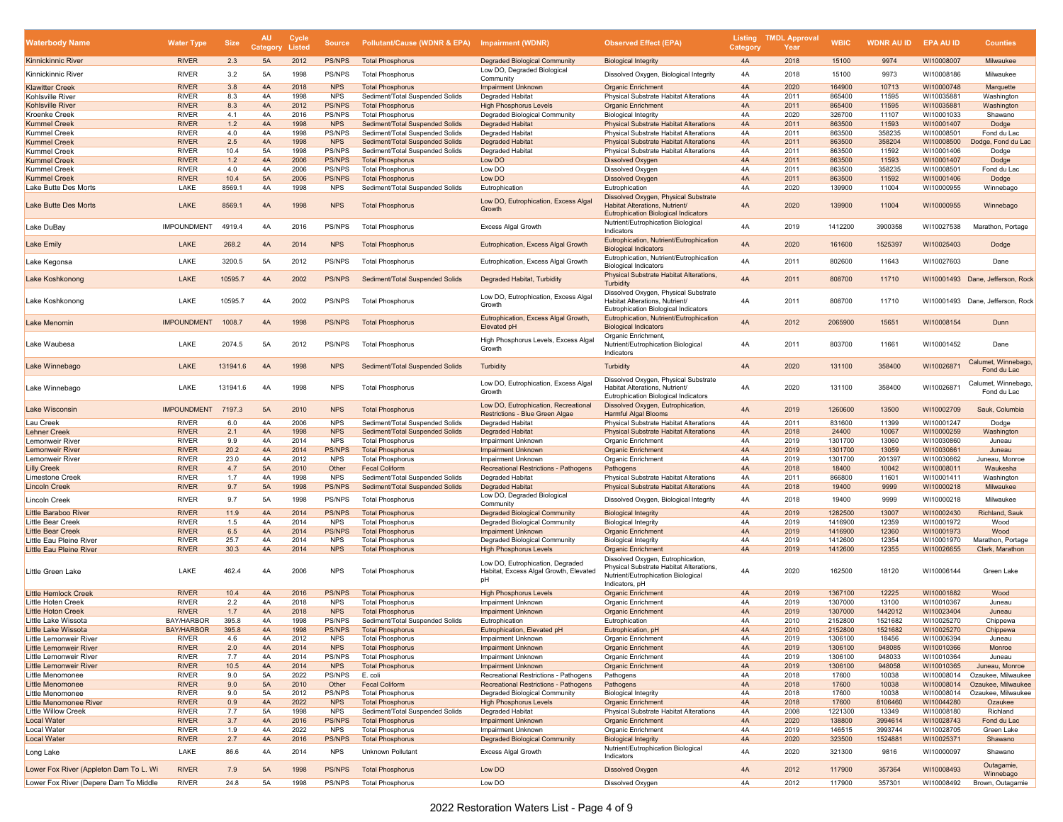| Waterbody Name | Water Type | Size | AU Category | Cycle Listed | Source | Pollutant/Cause (WDNR & EPA) | Impairment (WDNR) | Observed Effect (EPA) | Listing Category | TMDL Approval Year | WBIC | WDNR AU ID | EPA AU ID | Counties |
|---|---|---|---|---|---|---|---|---|---|---|---|---|---|---|
| Kinnickinnic River | RIVER | 2.3 | 5A | 2012 | PS/NPS | Total Phosphorus | Degraded Biological Community | Biological Integrity | 4A | 2018 | 15100 | 9974 | WI10008007 | Milwaukee |
| Kinnickinnic River | RIVER | 3.2 | 5A | 1998 | PS/NPS | Total Phosphorus | Low DO, Degraded Biological Community | Dissolved Oxygen, Biological Integrity | 4A | 2018 | 15100 | 9973 | WI10008186 | Milwaukee |
| Klawitter Creek | RIVER | 3.8 | 4A | 2018 | NPS | Total Phosphorus | Impairment Unknown | Organic Enrichment | 4A | 2020 | 164900 | 10713 | WI10000748 | Marquette |
| Kohlsville River | RIVER | 8.3 | 4A | 1998 | NPS | Sediment/Total Suspended Solids | Degraded Habitat | Physical Substrate Habitat Alterations | 4A | 2011 | 865400 | 11595 | WI10035881 | Washington |
| Kohlsville River | RIVER | 8.3 | 4A | 2012 | PS/NPS | Total Phosphorus | High Phosphorus Levels | Organic Enrichment | 4A | 2011 | 865400 | 11595 | WI10035881 | Washington |
| Kroenke Creek | RIVER | 4.1 | 4A | 2016 | PS/NPS | Total Phosphorus | Degraded Biological Community | Biological Integrity | 4A | 2020 | 326700 | 11107 | WI10001033 | Shawano |
| Kummel Creek | RIVER | 1.2 | 4A | 1998 | NPS | Sediment/Total Suspended Solids | Degraded Habitat | Physical Substrate Habitat Alterations | 4A | 2011 | 863500 | 11593 | WI10001407 | Dodge |
| Kummel Creek | RIVER | 4.0 | 4A | 1998 | PS/NPS | Sediment/Total Suspended Solids | Degraded Habitat | Physical Substrate Habitat Alterations | 4A | 2011 | 863500 | 358235 | WI10008501 | Fond du Lac |
| Kummel Creek | RIVER | 2.5 | 4A | 1998 | NPS | Sediment/Total Suspended Solids | Degraded Habitat | Physical Substrate Habitat Alterations | 4A | 2011 | 863500 | 358204 | WI10008500 | Dodge, Fond du Lac |
| Kummel Creek | RIVER | 10.4 | 5A | 1998 | PS/NPS | Sediment/Total Suspended Solids | Degraded Habitat | Physical Substrate Habitat Alterations | 4A | 2011 | 863500 | 11592 | WI10001406 | Dodge |
| Kummel Creek | RIVER | 1.2 | 4A | 2006 | PS/NPS | Total Phosphorus | Low DO | Dissolved Oxygen | 4A | 2011 | 863500 | 11593 | WI10001407 | Dodge |
| Kummel Creek | RIVER | 4.0 | 4A | 2006 | PS/NPS | Total Phosphorus | Low DO | Dissolved Oxygen | 4A | 2011 | 863500 | 358235 | WI10008501 | Fond du Lac |
| Kummel Creek | RIVER | 10.4 | 5A | 2006 | PS/NPS | Total Phosphorus | Low DO | Dissolved Oxygen | 4A | 2011 | 863500 | 11592 | WI10001406 | Dodge |
| Lake Butte Des Morts | LAKE | 8569.1 | 4A | 1998 | NPS | Sediment/Total Suspended Solids | Eutrophication | Eutrophication | 4A | 2020 | 139900 | 11004 | WI10000955 | Winnebago |
| Lake Butte Des Morts | LAKE | 8569.1 | 4A | 1998 | NPS | Total Phosphorus | Low DO, Eutrophication, Excess Algal Growth | Dissolved Oxygen, Physical Substrate Habitat Alterations, Nutrient/ Eutrophication Biological Indicators | 4A | 2020 | 139900 | 11004 | WI10000955 | Winnebago |
| Lake DuBay | IMPOUNDMENT | 4919.4 | 4A | 2016 | PS/NPS | Total Phosphorus | Excess Algal Growth | Nutrient/Eutrophication Biological Indicators | 4A | 2019 | 1412200 | 3900358 | WI10027538 | Marathon, Portage |
| Lake Emily | LAKE | 268.2 | 4A | 2014 | NPS | Total Phosphorus | Eutrophication, Excess Algal Growth | Eutrophication, Nutrient/Eutrophication Biological Indicators | 4A | 2020 | 161600 | 1525397 | WI10025403 | Dodge |
| Lake Kegonsa | LAKE | 3200.5 | 5A | 2012 | PS/NPS | Total Phosphorus | Eutrophication, Excess Algal Growth | Eutrophication, Nutrient/Eutrophication Biological Indicators | 4A | 2011 | 802600 | 11643 | WI10027603 | Dane |
| Lake Koshkonong | LAKE | 10595.7 | 4A | 2002 | PS/NPS | Sediment/Total Suspended Solids | Degraded Habitat, Turbidity | Physical Substrate Habitat Alterations, Turbidity | 4A | 2011 | 808700 | 11710 | WI10001493 | Dane, Jefferson, Rock |
| Lake Koshkonong | LAKE | 10595.7 | 4A | 2002 | PS/NPS | Total Phosphorus | Low DO, Eutrophication, Excess Algal Growth | Dissolved Oxygen, Physical Substrate Habitat Alterations, Nutrient/ Eutrophication Biological Indicators | 4A | 2011 | 808700 | 11710 | WI10001493 | Dane, Jefferson, Rock |
| Lake Menomin | IMPOUNDMENT | 1008.7 | 4A | 1998 | PS/NPS | Total Phosphorus | Eutrophication, Excess Algal Growth, Elevated pH | Eutrophication, Nutrient/Eutrophication Biological Indicators | 4A | 2012 | 2065900 | 15651 | WI10008154 | Dunn |
| Lake Waubesa | LAKE | 2074.5 | 5A | 2012 | PS/NPS | Total Phosphorus | High Phosphorus Levels, Excess Algal Growth | Organic Enrichment, Nutrient/Eutrophication Biological Indicators | 4A | 2011 | 803700 | 11661 | WI10001452 | Dane |
| Lake Winnebago | LAKE | 131941.6 | 4A | 1998 | NPS | Sediment/Total Suspended Solids | Turbidity | Turbidity | 4A | 2020 | 131100 | 358400 | WI10026871 | Calumet, Winnebago, Fond du Lac |
| Lake Winnebago | LAKE | 131941.6 | 4A | 1998 | NPS | Total Phosphorus | Low DO, Eutrophication, Excess Algal Growth | Dissolved Oxygen, Physical Substrate Habitat Alterations, Nutrient/ Eutrophication Biological Indicators | 4A | 2020 | 131100 | 358400 | WI10026871 | Calumet, Winnebago, Fond du Lac |
| Lake Wisconsin | IMPOUNDMENT | 7197.3 | 5A | 2010 | NPS | Total Phosphorus | Low DO, Eutrophication, Recreational Restrictions - Blue Green Algae | Dissolved Oxygen, Eutrophication, Harmful Algal Blooms | 4A | 2019 | 1260600 | 13500 | WI10002709 | Sauk, Columbia |
| Lau Creek | RIVER | 6.0 | 4A | 2006 | NPS | Sediment/Total Suspended Solids | Degraded Habitat | Physical Substrate Habitat Alterations | 4A | 2011 | 831600 | 11399 | WI10001247 | Dodge |
| Lehner Creek | RIVER | 2.1 | 4A | 1998 | NPS | Sediment/Total Suspended Solids | Degraded Habitat | Physical Substrate Habitat Alterations | 4A | 2018 | 24400 | 10067 | WI10000259 | Washington |
| Lemonweir River | RIVER | 9.9 | 4A | 2014 | NPS | Total Phosphorus | Impairment Unknown | Organic Enrichment | 4A | 2019 | 1301700 | 13060 | WI10030860 | Juneau |
| Lemonweir River | RIVER | 20.2 | 4A | 2014 | PS/NPS | Total Phosphorus | Impairment Unknown | Organic Enrichment | 4A | 2019 | 1301700 | 13059 | WI10030861 | Juneau |
| Lemonweir River | RIVER | 23.0 | 4A | 2012 | NPS | Total Phosphorus | Impairment Unknown | Organic Enrichment | 4A | 2019 | 1301700 | 201397 | WI10030862 | Juneau, Monroe |
| Lilly Creek | RIVER | 4.7 | 5A | 2010 | Other | Fecal Coliform | Recreational Restrictions - Pathogens | Pathogens | 4A | 2018 | 18400 | 10042 | WI10008011 | Waukesha |
| Limestone Creek | RIVER | 1.7 | 4A | 1998 | NPS | Sediment/Total Suspended Solids | Degraded Habitat | Physical Substrate Habitat Alterations | 4A | 2011 | 866800 | 11601 | WI10001411 | Washington |
| Lincoln Creek | RIVER | 9.7 | 5A | 1998 | PS/NPS | Sediment/Total Suspended Solids | Degraded Habitat | Physical Substrate Habitat Alterations | 4A | 2018 | 19400 | 9999 | WI10000218 | Milwaukee |
| Lincoln Creek | RIVER | 9.7 | 5A | 1998 | PS/NPS | Total Phosphorus | Low DO, Degraded Biological Community | Dissolved Oxygen, Biological Integrity | 4A | 2018 | 19400 | 9999 | WI10000218 | Milwaukee |
| Little Baraboo River | RIVER | 11.9 | 4A | 2014 | PS/NPS | Total Phosphorus | Degraded Biological Community | Biological Integrity | 4A | 2019 | 1282500 | 13007 | WI10002430 | Richland, Sauk |
| Little Bear Creek | RIVER | 1.5 | 4A | 2014 | NPS | Total Phosphorus | Degraded Biological Community | Biological Integrity | 4A | 2019 | 1416900 | 12359 | WI10001972 | Wood |
| Little Bear Creek | RIVER | 6.5 | 4A | 2014 | PS/NPS | Total Phosphorus | Impairment Unknown | Organic Enrichment | 4A | 2019 | 1416900 | 12360 | WI10001973 | Wood |
| Little Eau Pleine River | RIVER | 25.7 | 4A | 2014 | NPS | Total Phosphorus | Degraded Biological Community | Biological Integrity | 4A | 2019 | 1412600 | 12354 | WI10001970 | Marathon, Portage |
| Little Eau Pleine River | RIVER | 30.3 | 4A | 2014 | NPS | Total Phosphorus | High Phosphorus Levels | Organic Enrichment | 4A | 2019 | 1412600 | 12355 | WI10026655 | Clark, Marathon |
| Little Green Lake | LAKE | 462.4 | 4A | 2006 | NPS | Total Phosphorus | Low DO, Eutrophication, Degraded Habitat, Excess Algal Growth, Elevated pH | Dissolved Oxygen, Eutrophication, Physical Substrate Habitat Alterations, Nutrient/Eutrophication Biological Indicators, pH | 4A | 2020 | 162500 | 18120 | WI10006144 | Green Lake |
| Little Hemlock Creek | RIVER | 10.4 | 4A | 2016 | PS/NPS | Total Phosphorus | High Phosphorus Levels | Organic Enrichment | 4A | 2019 | 1367100 | 12225 | WI10001882 | Wood |
| Little Hoten Creek | RIVER | 2.2 | 4A | 2018 | NPS | Total Phosphorus | Impairment Unknown | Organic Enrichment | 4A | 2019 | 1307000 | 13100 | WI10010367 | Juneau |
| Little Hoton Creek | RIVER | 1.7 | 4A | 2018 | NPS | Total Phosphorus | Impairment Unknown | Organic Enrichment | 4A | 2019 | 1307000 | 1442012 | WI10023404 | Juneau |
| Little Lake Wissota | BAY/HARBOR | 395.8 | 4A | 1998 | PS/NPS | Sediment/Total Suspended Solids | Eutrophication | Eutrophication | 4A | 2010 | 2152800 | 1521682 | WI10025270 | Chippewa |
| Little Lake Wissota | BAY/HARBOR | 395.8 | 4A | 1998 | PS/NPS | Total Phosphorus | Eutrophication, Elevated pH | Eutrophication, pH | 4A | 2010 | 2152800 | 1521682 | WI10025270 | Chippewa |
| Little Lemonweir River | RIVER | 4.6 | 4A | 2012 | NPS | Total Phosphorus | Impairment Unknown | Organic Enrichment | 4A | 2019 | 1306100 | 18456 | WI10006394 | Juneau |
| Little Lemonweir River | RIVER | 2.0 | 4A | 2014 | NPS | Total Phosphorus | Impairment Unknown | Organic Enrichment | 4A | 2019 | 1306100 | 948085 | WI10010366 | Monroe |
| Little Lemonweir River | RIVER | 7.7 | 4A | 2014 | PS/NPS | Total Phosphorus | Impairment Unknown | Organic Enrichment | 4A | 2019 | 1306100 | 948033 | WI10010364 | Juneau |
| Little Lemonweir River | RIVER | 10.5 | 4A | 2014 | NPS | Total Phosphorus | Impairment Unknown | Organic Enrichment | 4A | 2019 | 1306100 | 948058 | WI10010365 | Juneau, Monroe |
| Little Menomonee | RIVER | 9.0 | 5A | 2022 | PS/NPS | E. coli | Recreational Restrictions - Pathogens | Pathogens | 4A | 2018 | 17600 | 10038 | WI10008014 | Ozaukee, Milwaukee |
| Little Menomonee | RIVER | 9.0 | 5A | 2010 | Other | Fecal Coliform | Recreational Restrictions - Pathogens | Pathogens | 4A | 2018 | 17600 | 10038 | WI10008014 | Ozaukee, Milwaukee |
| Little Menomonee | RIVER | 9.0 | 5A | 2012 | PS/NPS | Total Phosphorus | Degraded Biological Community | Biological Integrity | 4A | 2018 | 17600 | 10038 | WI10008014 | Ozaukee, Milwaukee |
| Little Menomonee River | RIVER | 0.9 | 4A | 2022 | NPS | Total Phosphorus | High Phosphorus Levels | Organic Enrichment | 4A | 2018 | 17600 | 8106460 | WI10044280 | Ozaukee |
| Little Willow Creek | RIVER | 7.7 | 5A | 1998 | NPS | Sediment/Total Suspended Solids | Degraded Habitat | Physical Substrate Habitat Alterations | 4A | 2008 | 1221300 | 13349 | WI10008180 | Richland |
| Local Water | RIVER | 3.7 | 4A | 2016 | PS/NPS | Total Phosphorus | Impairment Unknown | Organic Enrichment | 4A | 2020 | 138800 | 3994614 | WI10028743 | Fond du Lac |
| Local Water | RIVER | 1.9 | 4A | 2022 | NPS | Total Phosphorus | Impairment Unknown | Organic Enrichment | 4A | 2019 | 146515 | 3993744 | WI10028705 | Green Lake |
| Local Water | RIVER | 2.7 | 4A | 2016 | PS/NPS | Total Phosphorus | Degraded Biological Community | Biological Integrity | 4A | 2020 | 323500 | 1524881 | WI10025371 | Shawano |
| Long Lake | LAKE | 86.6 | 4A | 2014 | NPS | Unknown Pollutant | Excess Algal Growth | Nutrient/Eutrophication Biological Indicators | 4A | 2020 | 321300 | 9816 | WI10000097 | Shawano |
| Lower Fox River (Appleton Dam To L. Wi | RIVER | 7.9 | 5A | 1998 | PS/NPS | Total Phosphorus | Low DO | Dissolved Oxygen | 4A | 2012 | 117900 | 357364 | WI10008493 | Outagamie, Winnebago |
| Lower Fox River (Depere Dam To Middle | RIVER | 24.8 | 5A | 1998 | PS/NPS | Total Phosphorus | Low DO | Dissolved Oxygen | 4A | 2012 | 117900 | 357301 | WI10008492 | Brown, Outagamie |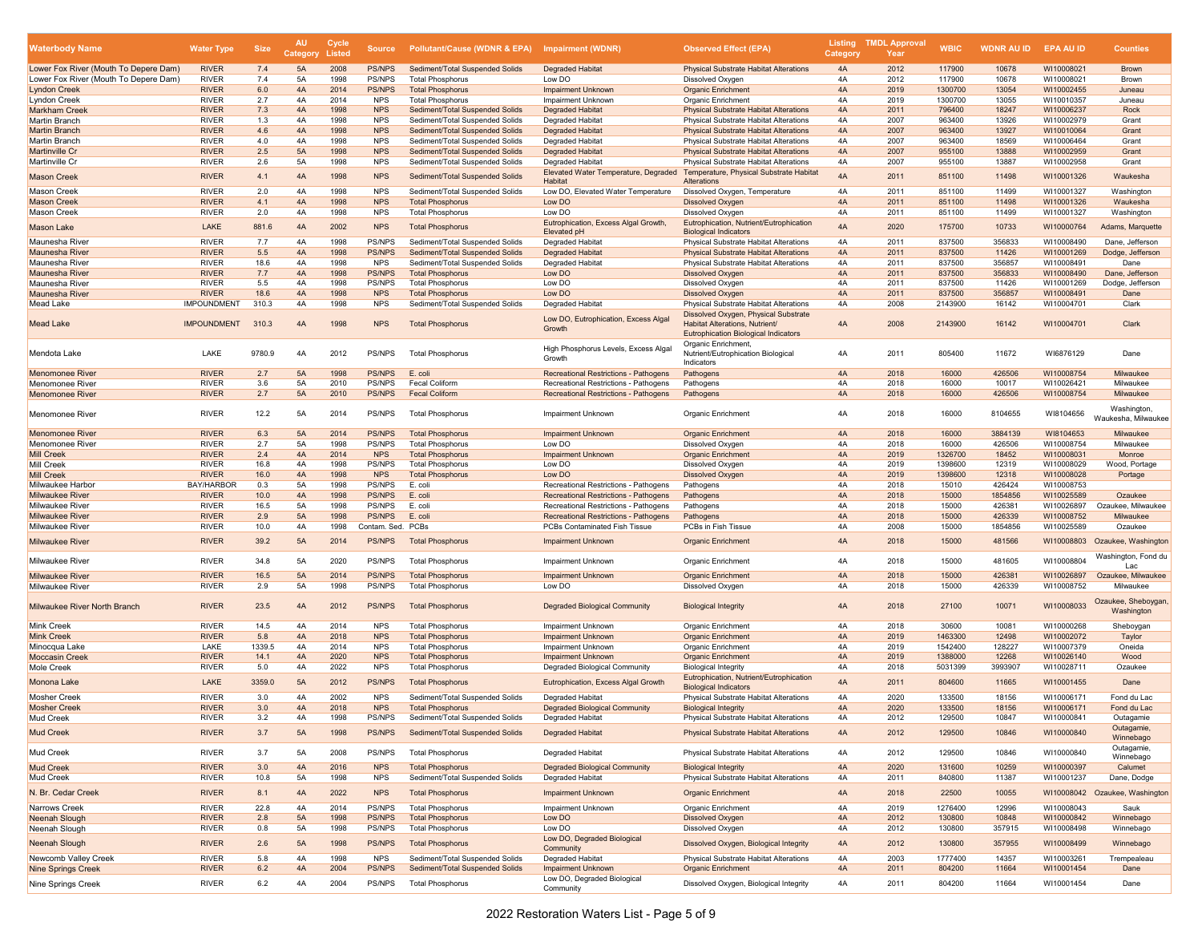| Waterbody Name | Water Type | Size | AU Category | Cycle Listed | Source | Pollutant/Cause (WDNR & EPA) | Impairment (WDNR) | Observed Effect (EPA) | Listing Category | TMDL Approval Year | WBIC | WDNR AU ID | EPA AU ID | Counties |
|---|---|---|---|---|---|---|---|---|---|---|---|---|---|---|
| Lower Fox River (Mouth To Depere Dam) | RIVER | 7.4 | 5A | 2008 | PS/NPS | Sediment/Total Suspended Solids | Degraded Habitat | Physical Substrate Habitat Alterations | 4A | 2012 | 117900 | 10678 | WI10008021 | Brown |
| Lower Fox River (Mouth To Depere Dam) | RIVER | 7.4 | 5A | 1998 | PS/NPS | Total Phosphorus | Low DO | Dissolved Oxygen | 4A | 2012 | 117900 | 10678 | WI10008021 | Brown |
| Lyndon Creek | RIVER | 6.0 | 4A | 2014 | PS/NPS | Total Phosphorus | Impairment Unknown | Organic Enrichment | 4A | 2019 | 1300700 | 13054 | WI10002455 | Juneau |
| Lyndon Creek | RIVER | 2.7 | 4A | 2014 | NPS | Total Phosphorus | Impairment Unknown | Organic Enrichment | 4A | 2019 | 1300700 | 13055 | WI10010357 | Juneau |
| Markham Creek | RIVER | 7.3 | 4A | 1998 | NPS | Sediment/Total Suspended Solids | Degraded Habitat | Physical Substrate Habitat Alterations | 4A | 2011 | 796400 | 18247 | WI10006237 | Rock |
| Martin Branch | RIVER | 1.3 | 4A | 1998 | NPS | Sediment/Total Suspended Solids | Degraded Habitat | Physical Substrate Habitat Alterations | 4A | 2007 | 963400 | 13926 | WI10002979 | Grant |
| Martin Branch | RIVER | 4.6 | 4A | 1998 | NPS | Sediment/Total Suspended Solids | Degraded Habitat | Physical Substrate Habitat Alterations | 4A | 2007 | 963400 | 13927 | WI10010064 | Grant |
| Martin Branch | RIVER | 4.0 | 4A | 1998 | NPS | Sediment/Total Suspended Solids | Degraded Habitat | Physical Substrate Habitat Alterations | 4A | 2007 | 963400 | 18569 | WI10006464 | Grant |
| Martinville Cr | RIVER | 2.5 | 5A | 1998 | NPS | Sediment/Total Suspended Solids | Degraded Habitat | Physical Substrate Habitat Alterations | 4A | 2007 | 955100 | 13888 | WI10002959 | Grant |
| Martinville Cr | RIVER | 2.6 | 5A | 1998 | NPS | Sediment/Total Suspended Solids | Degraded Habitat | Physical Substrate Habitat Alterations | 4A | 2007 | 955100 | 13887 | WI10002958 | Grant |
| Mason Creek | RIVER | 4.1 | 4A | 1998 | NPS | Sediment/Total Suspended Solids | Elevated Water Temperature, Degraded Habitat | Temperature, Physical Substrate Habitat Alterations | 4A | 2011 | 851100 | 11498 | WI10001326 | Waukesha |
| Mason Creek | RIVER | 2.0 | 4A | 1998 | NPS | Sediment/Total Suspended Solids | Low DO, Elevated Water Temperature | Dissolved Oxygen, Temperature | 4A | 2011 | 851100 | 11499 | WI10001327 | Washington |
| Mason Creek | RIVER | 4.1 | 4A | 1998 | NPS | Total Phosphorus | Low DO | Dissolved Oxygen | 4A | 2011 | 851100 | 11498 | WI10001326 | Waukesha |
| Mason Creek | RIVER | 2.0 | 4A | 1998 | NPS | Total Phosphorus | Low DO | Dissolved Oxygen | 4A | 2011 | 851100 | 11499 | WI10001327 | Washington |
| Mason Lake | LAKE | 881.6 | 4A | 2002 | NPS | Total Phosphorus | Eutrophication, Excess Algal Growth, Elevated pH | Eutrophication, Nutrient/Eutrophication Biological Indicators | 4A | 2020 | 175700 | 10733 | WI10000764 | Adams, Marquette |
| Maunesha River | RIVER | 7.7 | 4A | 1998 | PS/NPS | Sediment/Total Suspended Solids | Degraded Habitat | Physical Substrate Habitat Alterations | 4A | 2011 | 837500 | 356833 | WI10008490 | Dane, Jefferson |
| Maunesha River | RIVER | 5.5 | 4A | 1998 | PS/NPS | Sediment/Total Suspended Solids | Degraded Habitat | Physical Substrate Habitat Alterations | 4A | 2011 | 837500 | 11426 | WI10001269 | Dodge, Jefferson |
| Maunesha River | RIVER | 18.6 | 4A | 1998 | NPS | Sediment/Total Suspended Solids | Degraded Habitat | Physical Substrate Habitat Alterations | 4A | 2011 | 837500 | 356857 | WI10008491 | Dane |
| Maunesha River | RIVER | 7.7 | 4A | 1998 | PS/NPS | Total Phosphorus | Low DO | Dissolved Oxygen | 4A | 2011 | 837500 | 356833 | WI10008490 | Dane, Jefferson |
| Maunesha River | RIVER | 5.5 | 4A | 1998 | PS/NPS | Total Phosphorus | Low DO | Dissolved Oxygen | 4A | 2011 | 837500 | 11426 | WI10001269 | Dodge, Jefferson |
| Maunesha River | RIVER | 18.6 | 4A | 1998 | NPS | Total Phosphorus | Low DO | Dissolved Oxygen | 4A | 2011 | 837500 | 356857 | WI10008491 | Dane |
| Mead Lake | IMPOUNDMENT | 310.3 | 4A | 1998 | NPS | Sediment/Total Suspended Solids | Degraded Habitat | Physical Substrate Habitat Alterations | 4A | 2008 | 2143900 | 16142 | WI10004701 | Clark |
| Mead Lake | IMPOUNDMENT | 310.3 | 4A | 1998 | NPS | Total Phosphorus | Low DO, Eutrophication, Excess Algal Growth | Dissolved Oxygen, Physical Substrate Habitat Alterations, Nutrient/ Eutrophication Biological Indicators | 4A | 2008 | 2143900 | 16142 | WI10004701 | Clark |
| Mendota Lake | LAKE | 9780.9 | 4A | 2012 | PS/NPS | Total Phosphorus | High Phosphorus Levels, Excess Algal Growth | Organic Enrichment, Nutrient/Eutrophication Biological Indicators | 4A | 2011 | 805400 | 11672 | WI6876129 | Dane |
| Menomonee River | RIVER | 2.7 | 5A | 1998 | PS/NPS | E. coli | Recreational Restrictions - Pathogens | Pathogens | 4A | 2018 | 16000 | 426506 | WI10008754 | Milwaukee |
| Menomonee River | RIVER | 3.6 | 5A | 2010 | PS/NPS | Fecal Coliform | Recreational Restrictions - Pathogens | Pathogens | 4A | 2018 | 16000 | 10017 | WI10026421 | Milwaukee |
| Menomonee River | RIVER | 2.7 | 5A | 2010 | PS/NPS | Fecal Coliform | Recreational Restrictions - Pathogens | Pathogens | 4A | 2018 | 16000 | 426506 | WI10008754 | Milwaukee |
| Menomonee River | RIVER | 12.2 | 5A | 2014 | PS/NPS | Total Phosphorus | Impairment Unknown | Organic Enrichment | 4A | 2018 | 16000 | 8104655 | WI8104656 | Washington, Waukesha, Milwaukee |
| Menomonee River | RIVER | 6.3 | 5A | 2014 | PS/NPS | Total Phosphorus | Impairment Unknown | Organic Enrichment | 4A | 2018 | 16000 | 3884139 | WI8104653 | Milwaukee |
| Menomonee River | RIVER | 2.7 | 5A | 1998 | PS/NPS | Total Phosphorus | Low DO | Dissolved Oxygen | 4A | 2018 | 16000 | 426506 | WI10008754 | Milwaukee |
| Mill Creek | RIVER | 2.4 | 4A | 2014 | NPS | Total Phosphorus | Impairment Unknown | Organic Enrichment | 4A | 2019 | 1326700 | 18452 | WI10008031 | Monroe |
| Mill Creek | RIVER | 16.8 | 4A | 1998 | PS/NPS | Total Phosphorus | Low DO | Dissolved Oxygen | 4A | 2019 | 1398600 | 12319 | WI10008029 | Wood, Portage |
| Mill Creek | RIVER | 16.0 | 4A | 1998 | NPS | Total Phosphorus | Low DO | Dissolved Oxygen | 4A | 2019 | 1398600 | 12318 | WI10008028 | Portage |
| Milwaukee Harbor | BAY/HARBOR | 0.3 | 5A | 1998 | PS/NPS | E. coli | Recreational Restrictions - Pathogens | Pathogens | 4A | 2018 | 15010 | 426424 | WI10008753 | |
| Milwaukee River | RIVER | 10.0 | 4A | 1998 | PS/NPS | E. coli | Recreational Restrictions - Pathogens | Pathogens | 4A | 2018 | 15000 | 1854856 | WI10025589 | Ozaukee |
| Milwaukee River | RIVER | 16.5 | 5A | 1998 | PS/NPS | E. coli | Recreational Restrictions - Pathogens | Pathogens | 4A | 2018 | 15000 | 426381 | WI10026897 | Ozaukee, Milwaukee |
| Milwaukee River | RIVER | 2.9 | 5A | 1998 | PS/NPS | E. coli | Recreational Restrictions - Pathogens | Pathogens | 4A | 2018 | 15000 | 426339 | WI10008752 | Milwaukee |
| Milwaukee River | RIVER | 10.0 | 4A | 1998 | Contam. Sed. | PCBs | PCBs Contaminated Fish Tissue | PCBs in Fish Tissue | 4A | 2008 | 15000 | 1854856 | WI10025589 | Ozaukee |
| Milwaukee River | RIVER | 39.2 | 5A | 2014 | PS/NPS | Total Phosphorus | Impairment Unknown | Organic Enrichment | 4A | 2018 | 15000 | 481566 | WI10008803 | Ozaukee, Washington |
| Milwaukee River | RIVER | 34.8 | 5A | 2020 | PS/NPS | Total Phosphorus | Impairment Unknown | Organic Enrichment | 4A | 2018 | 15000 | 481605 | WI10008804 | Washington, Fond du Lac |
| Milwaukee River | RIVER | 16.5 | 5A | 2014 | PS/NPS | Total Phosphorus | Impairment Unknown | Organic Enrichment | 4A | 2018 | 15000 | 426381 | WI10026897 | Ozaukee, Milwaukee |
| Milwaukee River | RIVER | 2.9 | 5A | 1998 | PS/NPS | Total Phosphorus | Low DO | Dissolved Oxygen | 4A | 2018 | 15000 | 426339 | WI10008752 | Milwaukee |
| Milwaukee River North Branch | RIVER | 23.5 | 4A | 2012 | PS/NPS | Total Phosphorus | Degraded Biological Community | Biological Integrity | 4A | 2018 | 27100 | 10071 | WI10008033 | Ozaukee, Sheboygan, Washington |
| Mink Creek | RIVER | 14.5 | 4A | 2014 | NPS | Total Phosphorus | Impairment Unknown | Organic Enrichment | 4A | 2018 | 30600 | 10081 | WI10000268 | Sheboygan |
| Mink Creek | RIVER | 5.8 | 4A | 2018 | NPS | Total Phosphorus | Impairment Unknown | Organic Enrichment | 4A | 2019 | 1463300 | 12498 | WI10002072 | Taylor |
| Minocqua Lake | LAKE | 1339.5 | 4A | 2014 | NPS | Total Phosphorus | Impairment Unknown | Organic Enrichment | 4A | 2019 | 1542400 | 128227 | WI10007379 | Oneida |
| Moccasin Creek | RIVER | 14.1 | 4A | 2020 | NPS | Total Phosphorus | Impairment Unknown | Organic Enrichment | 4A | 2019 | 1388000 | 12268 | WI10026140 | Wood |
| Mole Creek | RIVER | 5.0 | 4A | 2022 | NPS | Total Phosphorus | Degraded Biological Community | Biological Integrity | 4A | 2018 | 5031399 | 3993907 | WI10028711 | Ozaukee |
| Monona Lake | LAKE | 3359.0 | 5A | 2012 | PS/NPS | Total Phosphorus | Eutrophication, Excess Algal Growth | Eutrophication, Nutrient/Eutrophication Biological Indicators | 4A | 2011 | 804600 | 11665 | WI10001455 | Dane |
| Mosher Creek | RIVER | 3.0 | 4A | 2002 | NPS | Sediment/Total Suspended Solids | Degraded Habitat | Physical Substrate Habitat Alterations | 4A | 2020 | 133500 | 18156 | WI10006171 | Fond du Lac |
| Mosher Creek | RIVER | 3.0 | 4A | 2018 | NPS | Total Phosphorus | Degraded Biological Community | Biological Integrity | 4A | 2020 | 133500 | 18156 | WI10006171 | Fond du Lac |
| Mud Creek | RIVER | 3.2 | 4A | 1998 | PS/NPS | Sediment/Total Suspended Solids | Degraded Habitat | Physical Substrate Habitat Alterations | 4A | 2012 | 129500 | 10847 | WI10000841 | Outagamie |
| Mud Creek | RIVER | 3.7 | 5A | 1998 | PS/NPS | Sediment/Total Suspended Solids | Degraded Habitat | Physical Substrate Habitat Alterations | 4A | 2012 | 129500 | 10846 | WI10000840 | Outagamie, Winnebago |
| Mud Creek | RIVER | 3.7 | 5A | 2008 | PS/NPS | Total Phosphorus | Degraded Habitat | Physical Substrate Habitat Alterations | 4A | 2012 | 129500 | 10846 | WI10000840 | Outagamie, Winnebago |
| Mud Creek | RIVER | 3.0 | 4A | 2016 | NPS | Total Phosphorus | Degraded Biological Community | Biological Integrity | 4A | 2020 | 131600 | 10259 | WI10000397 | Calumet |
| Mud Creek | RIVER | 10.8 | 5A | 1998 | NPS | Sediment/Total Suspended Solids | Degraded Habitat | Physical Substrate Habitat Alterations | 4A | 2011 | 840800 | 11387 | WI10001237 | Dane, Dodge |
| N. Br. Cedar Creek | RIVER | 8.1 | 4A | 2022 | NPS | Total Phosphorus | Impairment Unknown | Organic Enrichment | 4A | 2018 | 22500 | 10055 | WI10008042 | Ozaukee, Washington |
| Narrows Creek | RIVER | 22.8 | 4A | 2014 | PS/NPS | Total Phosphorus | Impairment Unknown | Organic Enrichment | 4A | 2019 | 1276400 | 12996 | WI10008043 | Sauk |
| Neenah Slough | RIVER | 2.8 | 5A | 1998 | PS/NPS | Total Phosphorus | Low DO | Dissolved Oxygen | 4A | 2012 | 130800 | 10848 | WI10000842 | Winnebago |
| Neenah Slough | RIVER | 0.8 | 5A | 1998 | PS/NPS | Total Phosphorus | Low DO | Dissolved Oxygen | 4A | 2012 | 130800 | 357915 | WI10008498 | Winnebago |
| Neenah Slough | RIVER | 2.6 | 5A | 1998 | PS/NPS | Total Phosphorus | Low DO, Degraded Biological Community | Dissolved Oxygen, Biological Integrity | 4A | 2012 | 130800 | 357955 | WI10008499 | Winnebago |
| Newcomb Valley Creek | RIVER | 5.8 | 4A | 1998 | NPS | Sediment/Total Suspended Solids | Degraded Habitat | Physical Substrate Habitat Alterations | 4A | 2003 | 1777400 | 14357 | WI10003261 | Trempealeau |
| Nine Springs Creek | RIVER | 6.2 | 4A | 2004 | PS/NPS | Sediment/Total Suspended Solids | Impairment Unknown | Organic Enrichment | 4A | 2011 | 804200 | 11664 | WI10001454 | Dane |
| Nine Springs Creek | RIVER | 6.2 | 4A | 2004 | PS/NPS | Total Phosphorus | Low DO, Degraded Biological Community | Dissolved Oxygen, Biological Integrity | 4A | 2011 | 804200 | 11664 | WI10001454 | Dane |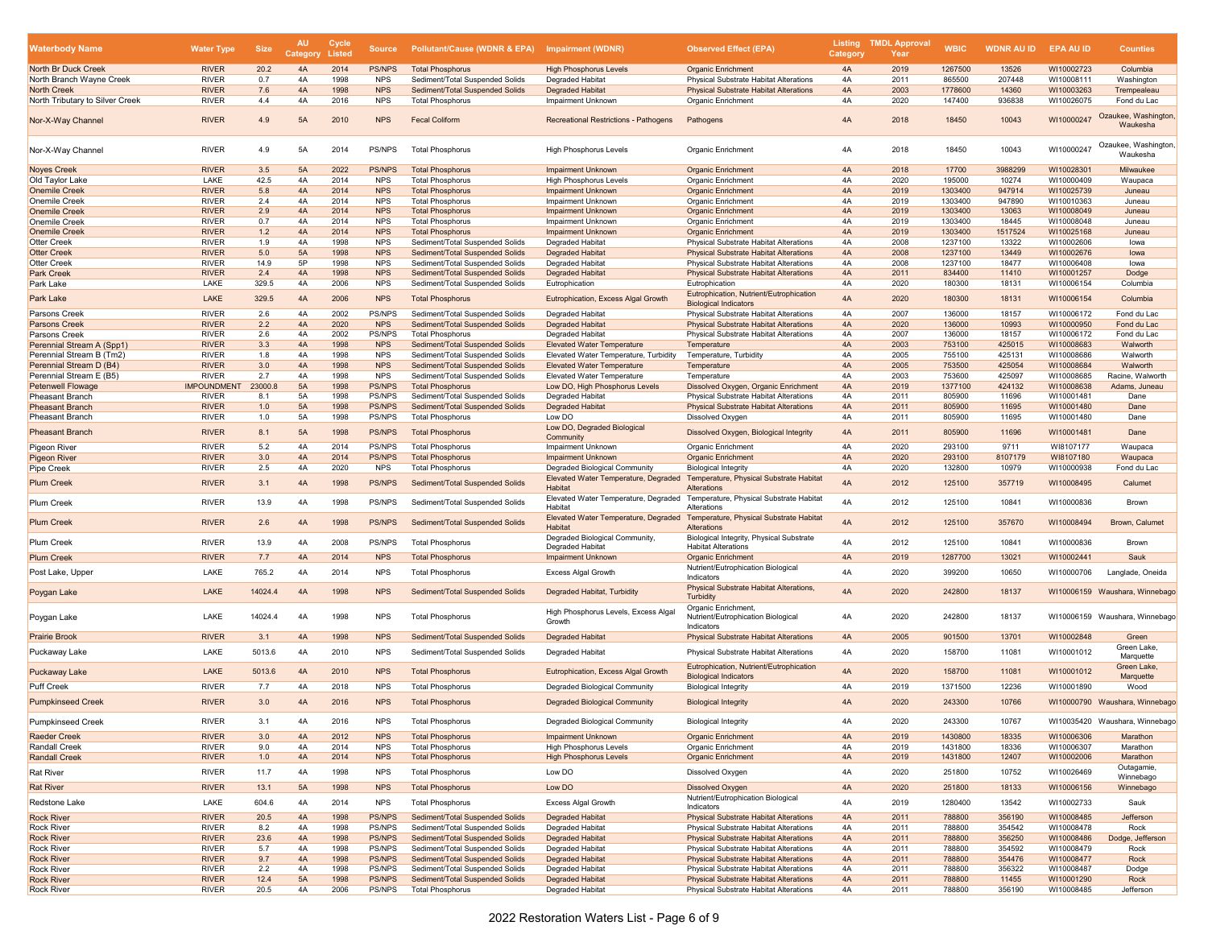| Waterbody Name | Water Type | Size | AU Category | Cycle Listed | Source | Pollutant/Cause (WDNR & EPA) | Impairment (WDNR) | Observed Effect (EPA) | Listing Category | TMDL Approval Year | WBIC | WDNR AU ID | EPA AU ID | Counties |
|---|---|---|---|---|---|---|---|---|---|---|---|---|---|---|
| North Br Duck Creek | RIVER | 20.2 | 4A | 2014 | PS/NPS | Total Phosphorus | High Phosphorus Levels | Organic Enrichment | 4A | 2019 | 1267500 | 13526 | WI10002723 | Columbia |
| North Branch Wayne Creek | RIVER | 0.7 | 4A | 1998 | NPS | Sediment/Total Suspended Solids | Degraded Habitat | Physical Substrate Habitat Alterations | 4A | 2011 | 865500 | 207448 | WI10008111 | Washington |
| North Creek | RIVER | 7.6 | 4A | 1998 | NPS | Sediment/Total Suspended Solids | Degraded Habitat | Physical Substrate Habitat Alterations | 4A | 2003 | 1778600 | 14360 | WI10003263 | Trempealeau |
| North Tributary to Silver Creek | RIVER | 4.4 | 4A | 2016 | NPS | Total Phosphorus | Impairment Unknown | Organic Enrichment | 4A | 2020 | 147400 | 936838 | WI10026075 | Fond du Lac |
| Nor-X-Way Channel | RIVER | 4.9 | 5A | 2010 | NPS | Fecal Coliform | Recreational Restrictions - Pathogens | Pathogens | 4A | 2018 | 18450 | 10043 | WI10000247 | Ozaukee, Washington, Waukesha |
| Nor-X-Way Channel | RIVER | 4.9 | 5A | 2014 | PS/NPS | Total Phosphorus | High Phosphorus Levels | Organic Enrichment | 4A | 2018 | 18450 | 10043 | WI10000247 | Ozaukee, Washington, Waukesha |
| Noyes Creek | RIVER | 3.5 | 5A | 2022 | PS/NPS | Total Phosphorus | Impairment Unknown | Organic Enrichment | 4A | 2018 | 17700 | 3988299 | WI10028301 | Milwaukee |
| Old Taylor Lake | LAKE | 42.5 | 4A | 2014 | NPS | Total Phosphorus | High Phosphorus Levels | Organic Enrichment | 4A | 2020 | 195000 | 10274 | WI10000409 | Waupaca |
| Onemile Creek | RIVER | 5.8 | 4A | 2014 | NPS | Total Phosphorus | Impairment Unknown | Organic Enrichment | 4A | 2019 | 1303400 | 947914 | WI10025739 | Juneau |
| Onemile Creek | RIVER | 2.4 | 4A | 2014 | NPS | Total Phosphorus | Impairment Unknown | Organic Enrichment | 4A | 2019 | 1303400 | 947890 | WI10010363 | Juneau |
| Onemile Creek | RIVER | 2.9 | 4A | 2014 | NPS | Total Phosphorus | Impairment Unknown | Organic Enrichment | 4A | 2019 | 1303400 | 13063 | WI10008049 | Juneau |
| Onemile Creek | RIVER | 0.7 | 4A | 2014 | NPS | Total Phosphorus | Impairment Unknown | Organic Enrichment | 4A | 2019 | 1303400 | 18445 | WI10008048 | Juneau |
| Onemile Creek | RIVER | 1.2 | 4A | 2014 | NPS | Total Phosphorus | Impairment Unknown | Organic Enrichment | 4A | 2019 | 1303400 | 1517524 | WI10025168 | Juneau |
| Otter Creek | RIVER | 1.9 | 4A | 1998 | NPS | Sediment/Total Suspended Solids | Degraded Habitat | Physical Substrate Habitat Alterations | 4A | 2008 | 1237100 | 13322 | WI10002606 | Iowa |
| Otter Creek | RIVER | 5.0 | 5A | 1998 | NPS | Sediment/Total Suspended Solids | Degraded Habitat | Physical Substrate Habitat Alterations | 4A | 2008 | 1237100 | 13449 | WI10002676 | Iowa |
| Otter Creek | RIVER | 14.9 | 5P | 1998 | NPS | Sediment/Total Suspended Solids | Degraded Habitat | Physical Substrate Habitat Alterations | 4A | 2008 | 1237100 | 18477 | WI10006408 | Iowa |
| Park Creek | RIVER | 2.4 | 4A | 1998 | NPS | Sediment/Total Suspended Solids | Degraded Habitat | Physical Substrate Habitat Alterations | 4A | 2011 | 834400 | 11410 | WI10001257 | Dodge |
| Park Lake | LAKE | 329.5 | 4A | 2006 | NPS | Sediment/Total Suspended Solids | Eutrophication | Eutrophication | 4A | 2020 | 180300 | 18131 | WI10006154 | Columbia |
| Park Lake | LAKE | 329.5 | 4A | 2006 | NPS | Total Phosphorus | Eutrophication, Excess Algal Growth | Eutrophication, Nutrient/Eutrophication Biological Indicators | 4A | 2020 | 180300 | 18131 | WI10006154 | Columbia |
| Parsons Creek | RIVER | 2.6 | 4A | 2002 | PS/NPS | Sediment/Total Suspended Solids | Degraded Habitat | Physical Substrate Habitat Alterations | 4A | 2007 | 136000 | 18157 | WI10006172 | Fond du Lac |
| Parsons Creek | RIVER | 2.2 | 4A | 2020 | NPS | Sediment/Total Suspended Solids | Degraded Habitat | Physical Substrate Habitat Alterations | 4A | 2020 | 136000 | 10993 | WI10000950 | Fond du Lac |
| Parsons Creek | RIVER | 2.6 | 4A | 2002 | PS/NPS | Total Phosphorus | Degraded Habitat | Physical Substrate Habitat Alterations | 4A | 2007 | 136000 | 18157 | WI10006172 | Fond du Lac |
| Perennial Stream A (Spp1) | RIVER | 3.3 | 4A | 1998 | NPS | Sediment/Total Suspended Solids | Elevated Water Temperature | Temperature | 4A | 2003 | 753100 | 425015 | WI10008683 | Walworth |
| Perennial Stream B (Tm2) | RIVER | 1.8 | 4A | 1998 | NPS | Sediment/Total Suspended Solids | Elevated Water Temperature, Turbidity | Temperature, Turbidity | 4A | 2005 | 755100 | 425131 | WI10008686 | Walworth |
| Perennial Stream D (B4) | RIVER | 3.0 | 4A | 1998 | NPS | Sediment/Total Suspended Solids | Elevated Water Temperature | Temperature | 4A | 2005 | 753500 | 425054 | WI10008684 | Walworth |
| Perennial Stream E (B5) | RIVER | 2.7 | 4A | 1998 | NPS | Sediment/Total Suspended Solids | Elevated Water Temperature | Temperature | 4A | 2003 | 753600 | 425097 | WI10008685 | Racine, Walworth |
| Petenwell Flowage | IMPOUNDMENT | 23000.8 | 5A | 1998 | PS/NPS | Total Phosphorus | Low DO, High Phosphorus Levels | Dissolved Oxygen, Organic Enrichment | 4A | 2019 | 1377100 | 424132 | WI10008638 | Adams, Juneau |
| Pheasant Branch | RIVER | 8.1 | 5A | 1998 | PS/NPS | Sediment/Total Suspended Solids | Degraded Habitat | Physical Substrate Habitat Alterations | 4A | 2011 | 805900 | 11696 | WI10001481 | Dane |
| Pheasant Branch | RIVER | 1.0 | 5A | 1998 | PS/NPS | Sediment/Total Suspended Solids | Degraded Habitat | Physical Substrate Habitat Alterations | 4A | 2011 | 805900 | 11695 | WI10001480 | Dane |
| Pheasant Branch | RIVER | 1.0 | 5A | 1998 | PS/NPS | Total Phosphorus | Low DO | Dissolved Oxygen | 4A | 2011 | 805900 | 11695 | WI10001480 | Dane |
| Pheasant Branch | RIVER | 8.1 | 5A | 1998 | PS/NPS | Total Phosphorus | Low DO, Degraded Biological Community | Dissolved Oxygen, Biological Integrity | 4A | 2011 | 805900 | 11696 | WI10001481 | Dane |
| Pigeon River | RIVER | 5.2 | 4A | 2014 | PS/NPS | Total Phosphorus | Impairment Unknown | Organic Enrichment | 4A | 2020 | 293100 | 9711 | WI8107177 | Waupaca |
| Pigeon River | RIVER | 3.0 | 4A | 2014 | PS/NPS | Total Phosphorus | Impairment Unknown | Organic Enrichment | 4A | 2020 | 293100 | 8107179 | WI8107180 | Waupaca |
| Pipe Creek | RIVER | 2.5 | 4A | 2020 | NPS | Total Phosphorus | Degraded Biological Community | Biological Integrity | 4A | 2020 | 132800 | 10979 | WI10000938 | Fond du Lac |
| Plum Creek | RIVER | 3.1 | 4A | 1998 | PS/NPS | Sediment/Total Suspended Solids | Elevated Water Temperature, Degraded Habitat | Temperature, Physical Substrate Habitat Alterations | 4A | 2012 | 125100 | 357719 | WI10008495 | Calumet |
| Plum Creek | RIVER | 13.9 | 4A | 1998 | PS/NPS | Sediment/Total Suspended Solids | Elevated Water Temperature, Degraded Habitat | Temperature, Physical Substrate Habitat Alterations | 4A | 2012 | 125100 | 10841 | WI10000836 | Brown |
| Plum Creek | RIVER | 2.6 | 4A | 1998 | PS/NPS | Sediment/Total Suspended Solids | Elevated Water Temperature, Degraded Habitat | Temperature, Physical Substrate Habitat Alterations | 4A | 2012 | 125100 | 357670 | WI10008494 | Brown, Calumet |
| Plum Creek | RIVER | 13.9 | 4A | 2008 | PS/NPS | Total Phosphorus | Degraded Biological Community, Degraded Habitat | Biological Integrity, Physical Substrate Habitat Alterations | 4A | 2012 | 125100 | 10841 | WI10000836 | Brown |
| Plum Creek | RIVER | 7.7 | 4A | 2014 | NPS | Total Phosphorus | Impairment Unknown | Organic Enrichment | 4A | 2019 | 1287700 | 13021 | WI10002441 | Sauk |
| Post Lake, Upper | LAKE | 765.2 | 4A | 2014 | NPS | Total Phosphorus | Excess Algal Growth | Nutrient/Eutrophication Biological Indicators | 4A | 2020 | 399200 | 10650 | WI10000706 | Langlade, Oneida |
| Poygan Lake | LAKE | 14024.4 | 4A | 1998 | NPS | Sediment/Total Suspended Solids | Degraded Habitat, Turbidity | Physical Substrate Habitat Alterations, Turbidity | 4A | 2020 | 242800 | 18137 | WI10006159 | Waushara, Winnebago |
| Poygan Lake | LAKE | 14024.4 | 4A | 1998 | NPS | Total Phosphorus | High Phosphorus Levels, Excess Algal Growth | Organic Enrichment, Nutrient/Eutrophication Biological Indicators | 4A | 2020 | 242800 | 18137 | WI10006159 | Waushara, Winnebago |
| Prairie Brook | RIVER | 3.1 | 4A | 1998 | NPS | Sediment/Total Suspended Solids | Degraded Habitat | Physical Substrate Habitat Alterations | 4A | 2005 | 901500 | 13701 | WI10002848 | Green |
| Puckaway Lake | LAKE | 5013.6 | 4A | 2010 | NPS | Sediment/Total Suspended Solids | Degraded Habitat | Physical Substrate Habitat Alterations | 4A | 2020 | 158700 | 11081 | WI10001012 | Green Lake, Marquette |
| Puckaway Lake | LAKE | 5013.6 | 4A | 2010 | NPS | Total Phosphorus | Eutrophication, Excess Algal Growth | Eutrophication, Nutrient/Eutrophication Biological Indicators | 4A | 2020 | 158700 | 11081 | WI10001012 | Green Lake, Marquette |
| Puff Creek | RIVER | 7.7 | 4A | 2018 | NPS | Total Phosphorus | Degraded Biological Community | Biological Integrity | 4A | 2019 | 1371500 | 12236 | WI10001890 | Wood |
| Pumpkinseed Creek | RIVER | 3.0 | 4A | 2016 | NPS | Total Phosphorus | Degraded Biological Community | Biological Integrity | 4A | 2020 | 243300 | 10766 | WI10000790 | Waushara, Winnebago |
| Pumpkinseed Creek | RIVER | 3.1 | 4A | 2016 | NPS | Total Phosphorus | Degraded Biological Community | Biological Integrity | 4A | 2020 | 243300 | 10767 | WI10035420 | Waushara, Winnebago |
| Raeder Creek | RIVER | 3.0 | 4A | 2012 | NPS | Total Phosphorus | Impairment Unknown | Organic Enrichment | 4A | 2019 | 1430800 | 18335 | WI10006306 | Marathon |
| Randall Creek | RIVER | 9.0 | 4A | 2014 | NPS | Total Phosphorus | High Phosphorus Levels | Organic Enrichment | 4A | 2019 | 1431800 | 18336 | WI10006307 | Marathon |
| Randall Creek | RIVER | 1.0 | 4A | 2014 | NPS | Total Phosphorus | High Phosphorus Levels | Organic Enrichment | 4A | 2019 | 1431800 | 12407 | WI10002006 | Marathon |
| Rat River | RIVER | 11.7 | 4A | 1998 | NPS | Total Phosphorus | Low DO | Dissolved Oxygen | 4A | 2020 | 251800 | 10752 | WI10026469 | Outagamie, Winnebago |
| Rat River | RIVER | 13.1 | 5A | 1998 | NPS | Total Phosphorus | Low DO | Dissolved Oxygen | 4A | 2020 | 251800 | 18133 | WI10006156 | Winnebago |
| Redstone Lake | LAKE | 604.6 | 4A | 2014 | NPS | Total Phosphorus | Excess Algal Growth | Nutrient/Eutrophication Biological Indicators | 4A | 2019 | 1280400 | 13542 | WI10002733 | Sauk |
| Rock River | RIVER | 20.5 | 4A | 1998 | PS/NPS | Sediment/Total Suspended Solids | Degraded Habitat | Physical Substrate Habitat Alterations | 4A | 2011 | 788800 | 356190 | WI10008485 | Jefferson |
| Rock River | RIVER | 8.2 | 4A | 1998 | PS/NPS | Sediment/Total Suspended Solids | Degraded Habitat | Physical Substrate Habitat Alterations | 4A | 2011 | 788800 | 354542 | WI10008478 | Rock |
| Rock River | RIVER | 23.6 | 4A | 1998 | PS/NPS | Sediment/Total Suspended Solids | Degraded Habitat | Physical Substrate Habitat Alterations | 4A | 2011 | 788800 | 356250 | WI10008486 | Dodge, Jefferson |
| Rock River | RIVER | 5.7 | 4A | 1998 | PS/NPS | Sediment/Total Suspended Solids | Degraded Habitat | Physical Substrate Habitat Alterations | 4A | 2011 | 788800 | 354592 | WI10008479 | Rock |
| Rock River | RIVER | 9.7 | 4A | 1998 | PS/NPS | Sediment/Total Suspended Solids | Degraded Habitat | Physical Substrate Habitat Alterations | 4A | 2011 | 788800 | 354476 | WI10008477 | Rock |
| Rock River | RIVER | 2.2 | 4A | 1998 | PS/NPS | Sediment/Total Suspended Solids | Degraded Habitat | Physical Substrate Habitat Alterations | 4A | 2011 | 788800 | 356322 | WI10008487 | Dodge |
| Rock River | RIVER | 12.4 | 5A | 1998 | PS/NPS | Sediment/Total Suspended Solids | Degraded Habitat | Physical Substrate Habitat Alterations | 4A | 2011 | 788800 | 11455 | WI10001290 | Rock |
| Rock River | RIVER | 20.5 | 4A | 2006 | PS/NPS | Total Phosphorus | Degraded Habitat | Physical Substrate Habitat Alterations | 4A | 2011 | 788800 | 356190 | WI10008485 | Jefferson |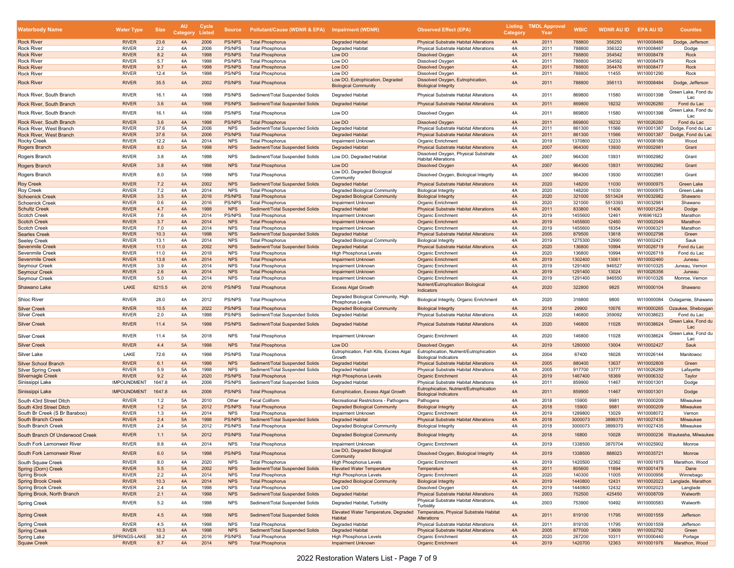| Waterbody Name | Water Type | Size | AU Category | Cycle Listed | Source | Pollutant/Cause (WDNR & EPA) | Impairment (WDNR) | Observed Effect (EPA) | Listing Category | TMDL Approval Year | WBIC | WDNR AU ID | EPA AU ID | Counties |
|---|---|---|---|---|---|---|---|---|---|---|---|---|---|---|
| Rock River | RIVER | 23.6 | 4A | 2006 | PS/NPS | Total Phosphorus | Degraded Habitat | Physical Substrate Habitat Alterations | 4A | 2011 | 788800 | 356250 | WI10008486 | Dodge, Jefferson |
| Rock River | RIVER | 2.2 | 4A | 2006 | PS/NPS | Total Phosphorus | Degraded Habitat | Physical Substrate Habitat Alterations | 4A | 2011 | 788800 | 356322 | WI10008487 | Dodge |
| Rock River | RIVER | 8.2 | 4A | 1998 | PS/NPS | Total Phosphorus | Low DO | Dissolved Oxygen | 4A | 2011 | 788800 | 354542 | WI10008478 | Rock |
| Rock River | RIVER | 5.7 | 4A | 1998 | PS/NPS | Total Phosphorus | Low DO | Dissolved Oxygen | 4A | 2011 | 788800 | 354592 | WI10008479 | Rock |
| Rock River | RIVER | 9.7 | 4A | 1998 | PS/NPS | Total Phosphorus | Low DO | Dissolved Oxygen | 4A | 2011 | 788800 | 354476 | WI10008477 | Rock |
| Rock River | RIVER | 12.4 | 5A | 1998 | PS/NPS | Total Phosphorus | Low DO | Dissolved Oxygen | 4A | 2011 | 788800 | 11455 | WI10001290 | Rock |
| Rock River | RIVER | 35.5 | 4A | 2002 | PS/NPS | Total Phosphorus | Low DO, Eutrophication, Degraded Biological Community | Dissolved Oxygen, Eutrophication, Biological Integrity | 4A | 2011 | 788800 | 356113 | WI10008484 | Dodge, Jefferson |
| Rock River, South Branch | RIVER | 16.1 | 4A | 1998 | PS/NPS | Sediment/Total Suspended Solids | Degraded Habitat | Physical Substrate Habitat Alterations | 4A | 2011 | 869800 | 11580 | WI10001398 | Green Lake, Fond du Lac |
| Rock River, South Branch | RIVER | 3.6 | 4A | 1998 | PS/NPS | Sediment/Total Suspended Solids | Degraded Habitat | Physical Substrate Habitat Alterations | 4A | 2011 | 869800 | 18232 | WI10026280 | Fond du Lac |
| Rock River, South Branch | RIVER | 16.1 | 4A | 1998 | PS/NPS | Total Phosphorus | Low DO | Dissolved Oxygen | 4A | 2011 | 869800 | 11580 | WI10001398 | Green Lake, Fond du Lac |
| Rock River, South Branch | RIVER | 3.6 | 4A | 1998 | PS/NPS | Total Phosphorus | Low DO | Dissolved Oxygen | 4A | 2011 | 869800 | 18232 | WI10026280 | Fond du Lac |
| Rock River, West Branch | RIVER | 37.6 | 5A | 2006 | NPS | Sediment/Total Suspended Solids | Degraded Habitat | Physical Substrate Habitat Alterations | 4A | 2011 | 861300 | 11566 | WI10001387 | Dodge, Fond du Lac |
| Rock River, West Branch | RIVER | 37.6 | 5A | 2006 | PS/NPS | Total Phosphorus | Degraded Habitat | Physical Substrate Habitat Alterations | 4A | 2011 | 861300 | 11566 | WI10001387 | Dodge, Fond du Lac |
| Rocky Creek | RIVER | 12.2 | 4A | 2014 | NPS | Total Phosphorus | Impairment Unknown | Organic Enrichment | 4A | 2019 | 1370800 | 12233 | WI10008189 | Wood |
| Rogers Branch | RIVER | 8.0 | 5A | 1998 | NPS | Sediment/Total Suspended Solids | Degraded Habitat | Physical Substrate Habitat Alterations | 4A | 2007 | 964300 | 13930 | WI10002981 | Grant |
| Rogers Branch | RIVER | 3.8 | 4A | 1998 | NPS | Sediment/Total Suspended Solids | Low DO, Degraded Habitat | Dissolved Oxygen, Physical Substrate Habitat Alterations | 4A | 2007 | 964300 | 13931 | WI10002982 | Grant |
| Rogers Branch | RIVER | 3.8 | 4A | 1998 | NPS | Total Phosphorus | Low DO | Dissolved Oxygen | 4A | 2007 | 964300 | 13931 | WI10002982 | Grant |
| Rogers Branch | RIVER | 8.0 | 5A | 1998 | NPS | Total Phosphorus | Low DO, Degraded Biological Community | Dissolved Oxygen, Biological Integrity | 4A | 2007 | 964300 | 13930 | WI10002981 | Grant |
| Roy Creek | RIVER | 7.2 | 4A | 2002 | NPS | Sediment/Total Suspended Solids | Degraded Habitat | Physical Substrate Habitat Alterations | 4A | 2020 | 148200 | 11030 | WI10000975 | Green Lake |
| Roy Creek | RIVER | 7.2 | 4A | 2014 | NPS | Total Phosphorus | Degraded Biological Community | Biological Integrity | 4A | 2020 | 148200 | 11030 | WI10000975 | Green Lake |
| Schoenick Creek | RIVER | 3.5 | 4A | 2016 | PS/NPS | Total Phosphorus | Degraded Biological Community | Biological Integrity | 4A | 2020 | 321000 | 5513424 | WI10032982 | Shawano |
| Schoenick Creek | RIVER | 0.6 | 4A | 2016 | PS/NPS | Total Phosphorus | Impairment Unknown | Organic Enrichment | 4A | 2020 | 321000 | 5513393 | WI10032981 | Shawano |
| Schultz Creek | RIVER | 4.7 | 4A | 1998 | NPS | Sediment/Total Suspended Solids | Degraded Habitat | Physical Substrate Habitat Alterations | 4A | 2011 | 833800 | 11406 | WI10001254 | Dodge |
| Scotch Creek | RIVER | 7.6 | 4A | 2014 | PS/NPS | Total Phosphorus | Impairment Unknown | Organic Enrichment | 4A | 2019 | 1455600 | 12461 | WI6961623 | Marathon |
| Scotch Creek | RIVER | 3.7 | 4A | 2014 | NPS | Total Phosphorus | Impairment Unknown | Organic Enrichment | 4A | 2019 | 1455600 | 12460 | WI10002049 | Marathon |
| Scotch Creek | RIVER | 7.0 | 4A | 2014 | NPS | Total Phosphorus | Impairment Unknown | Organic Enrichment | 4A | 2019 | 1455600 | 18354 | WI10006321 | Marathon |
| Searles Creek | RIVER | 10.3 | 4A | 1998 | NPS | Sediment/Total Suspended Solids | Degraded Habitat | Physical Substrate Habitat Alterations | 4A | 2005 | 879500 | 13618 | WI10002798 | Green |
| Seeley Creek | RIVER | 13.1 | 4A | 2014 | NPS | Total Phosphorus | Degraded Biological Community | Biological Integrity | 4A | 2019 | 1275300 | 12990 | WI10002421 | Sauk |
| Sevenmile Creek | RIVER | 11.0 | 4A | 2002 | NPS | Sediment/Total Suspended Solids | Degraded Habitat | Physical Substrate Habitat Alterations | 4A | 2020 | 136800 | 10994 | WI10026719 | Fond du Lac |
| Sevenmile Creek | RIVER | 11.0 | 4A | 2018 | NPS | Total Phosphorus | High Phosphorus Levels | Organic Enrichment | 4A | 2020 | 136800 | 10994 | WI10026719 | Fond du Lac |
| Sevenmile Creek | RIVER | 13.8 | 4A | 2014 | NPS | Total Phosphorus | Impairment Unknown | Organic Enrichment | 4A | 2019 | 1302400 | 13061 | WI10002460 | Juneau |
| Seymour Creek | RIVER | 3.9 | 4A | 2014 | NPS | Total Phosphorus | Impairment Unknown | Organic Enrichment | 4A | 2019 | 1291400 | 946527 | WI10010325 | Juneau, Vernon |
| Seymour Creek | RIVER | 2.6 | 4A | 2014 | NPS | Total Phosphorus | Impairment Unknown | Organic Enrichment | 4A | 2019 | 1291400 | 13024 | WI10026356 | Juneau |
| Seymour Creek | RIVER | 5.0 | 4A | 2014 | NPS | Total Phosphorus | Impairment Unknown | Organic Enrichment | 4A | 2019 | 1291400 | 946550 | WI10010326 | Monroe, Vernon |
| Shawano Lake | LAKE | 6215.5 | 4A | 2016 | PS/NPS | Total Phosphorus | Excess Algal Growth | Nutrient/Eutrophication Biological Indicators | 4A | 2020 | 322800 | 9825 | WI10000104 | Shawano |
| Shioc River | RIVER | 28.0 | 4A | 2012 | PS/NPS | Total Phosphorus | Degraded Biological Community, High Phosphorus Levels | Biological Integrity, Organic Enrichment | 4A | 2020 | 316800 | 9800 | WI10000084 | Outagamie, Shawano |
| Silver Creek | RIVER | 10.5 | 4A | 2022 | PS/NPS | Total Phosphorus | Degraded Biological Community | Biological Integrity | 4A | 2018 | 29900 | 10076 | WI10000265 | Ozaukee, Sheboygan |
| Silver Creek | RIVER | 2.0 | 4A | 1998 | PS/NPS | Sediment/Total Suspended Solids | Degraded Habitat | Physical Substrate Habitat Alterations | 4A | 2020 | 146800 | 359092 | WI10038623 | Fond du Lac |
| Silver Creek | RIVER | 11.4 | 5A | 1998 | PS/NPS | Sediment/Total Suspended Solids | Degraded Habitat | Physical Substrate Habitat Alterations | 4A | 2020 | 146800 | 11028 | WI10038624 | Green Lake, Fond du Lac |
| Silver Creek | RIVER | 11.4 | 5A | 2018 | NPS | Total Phosphorus | Impairment Unknown | Organic Enrichment | 4A | 2020 | 146800 | 11028 | WI10038624 | Green Lake, Fond du Lac |
| Silver Creek | RIVER | 4.4 | 5A | 1998 | NPS | Total Phosphorus | Low DO | Dissolved Oxygen | 4A | 2019 | 1280000 | 13004 | WI10002427 | Sauk |
| Silver Lake | LAKE | 72.6 | 4A | 1998 | PS/NPS | Total Phosphorus | Eutrophication, Fish Kills, Excess Algal Growth | Eutrophication, Nutrient/Eutrophication Biological Indicators | 4A | 2004 | 67400 | 18028 | WI10026144 | Manitowoc |
| Silver School Branch | RIVER | 6.1 | 4A | 1998 | NPS | Sediment/Total Suspended Solids | Degraded Habitat | Physical Substrate Habitat Alterations | 4A | 2005 | 880400 | 13637 | WI10002809 | Green |
| Silver Spring Creek | RIVER | 5.9 | 5A | 1998 | NPS | Sediment/Total Suspended Solids | Degraded Habitat | Physical Substrate Habitat Alterations | 4A | 2005 | 917700 | 13777 | WI10026289 | Lafayette |
| Silvernagle Creek | RIVER | 9.2 | 4A | 2020 | PS/NPS | Total Phosphorus | High Phosphorus Levels | Organic Enrichment | 4A | 2019 | 1467400 | 18369 | WI10006332 | Taylor |
| Sinissippi Lake | IMPOUNDMENT | 1647.8 | 4A | 2006 | PS/NPS | Sediment/Total Suspended Solids | Degraded Habitat | Physical Substrate Habitat Alterations | 4A | 2011 | 859900 | 11467 | WI10001301 | Dodge |
| Sinissippi Lake | IMPOUNDMENT | 1647.8 | 4A | 2006 | PS/NPS | Total Phosphorus | Eutrophication, Excess Algal Growth | Eutrophication, Nutrient/Eutrophication Biological Indicators | 4A | 2011 | 859900 | 11467 | WI10001301 | Dodge |
| South 43rd Street Ditch | RIVER | 1.2 | 5A | 2010 | Other | Fecal Coliform | Recreational Restrictions - Pathogens | Pathogens | 4A | 2018 | 15900 | 9981 | WI10000209 | Milwaukee |
| South 43rd Street Ditch | RIVER | 1.2 | 5A | 2012 | PS/NPS | Total Phosphorus | Degraded Biological Community | Biological Integrity | 4A | 2018 | 15900 | 9981 | WI10000209 | Milwaukee |
| South Br Creek (S Br Baraboo) | RIVER | 1.3 | 4A | 2014 | NPS | Total Phosphorus | Impairment Unknown | Organic Enrichment | 4A | 2019 | 1289800 | 13029 | WI10008072 | Vernon |
| South Branch Creek | RIVER | 2.4 | 5A | 1998 | PS/NPS | Sediment/Total Suspended Solids | Degraded Habitat | Physical Substrate Habitat Alterations | 4A | 2018 | 3000073 | 3899370 | WI10027435 | Milwaukee |
| South Branch Creek | RIVER | 2.4 | 5A | 2012 | PS/NPS | Total Phosphorus | Degraded Biological Community | Biological Integrity | 4A | 2018 | 3000073 | 3899370 | WI10027435 | Milwaukee |
| South Branch Of Underwood Creek | RIVER | 1.1 | 5A | 2012 | PS/NPS | Total Phosphorus | Degraded Biological Community | Biological Integrity | 4A | 2018 | 16800 | 10028 | WI10000236 | Waukesha, Milwaukee |
| South Fork Lemonweir River | RIVER | 8.8 | 4A | 2014 | NPS | Total Phosphorus | Impairment Unknown | Organic Enrichment | 4A | 2019 | 1338500 | 3870704 | WI10025902 | Monroe |
| South Fork Lemonweir River | RIVER | 6.0 | 5A | 1998 | PS/NPS | Total Phosphorus | Low DO, Degraded Biological Community | Dissolved Oxygen, Biological Integrity | 4A | 2019 | 1338500 | 888023 | WI10035721 | Monroe |
| South Squaw Creek | RIVER | 8.0 | 4A | 2020 | NPS | Total Phosphorus | High Phosphorus Levels | Organic Enrichment | 4A | 2019 | 1420500 | 12362 | WI10001975 | Marathon, Wood |
| Spring (Dorn) Creek | RIVER | 5.5 | 5A | 2002 | NPS | Sediment/Total Suspended Solids | Elevated Water Temperature | Temperature | 4A | 2011 | 805600 | 11694 | WI10001479 | Dane |
| Spring Brook | RIVER | 2.2 | 4A | 2014 | NPS | Total Phosphorus | High Phosphorus Levels | Organic Enrichment | 4A | 2020 | 140300 | 11005 | WI10000956 | Winnebago |
| Spring Brook Creek | RIVER | 10.3 | 4A | 2014 | NPS | Total Phosphorus | Degraded Biological Community | Biological Integrity | 4A | 2019 | 1440800 | 12431 | WI10002022 | Langlade, Marathon |
| Spring Brook Creek | RIVER | 2.4 | 5A | 1998 | NPS | Total Phosphorus | Low DO | Dissolved Oxygen | 4A | 2019 | 1440800 | 12432 | WI10002023 | Langlade |
| Spring Brook, North Branch | RIVER | 2.1 | 4A | 1998 | NPS | Sediment/Total Suspended Solids | Degraded Habitat | Physical Substrate Habitat Alterations | 4A | 2003 | 752500 | 425450 | WI10008709 | Walworth |
| Spring Creek | RIVER | 5.2 | 4A | 1998 | NPS | Sediment/Total Suspended Solids | Degraded Habitat, Turbidity | Physical Substrate Habitat Alterations, Turbidity | 4A | 2003 | 753900 | 10492 | WI10000583 | Walworth |
| Spring Creek | RIVER | 4.5 | 4A | 1998 | NPS | Sediment/Total Suspended Solids | Elevated Water Temperature, Degraded Habitat | Temperature, Physical Substrate Habitat Alterations | 4A | 2011 | 819100 | 11795 | WI10001559 | Jefferson |
| Spring Creek | RIVER | 4.5 | 4A | 1998 | NPS | Total Phosphorus | Degraded Habitat | Physical Substrate Habitat Alterations | 4A | 2011 | 819100 | 11795 | WI10001559 | Jefferson |
| Spring Creek | RIVER | 10.3 | 4A | 1998 | NPS | Sediment/Total Suspended Solids | Degraded Habitat | Physical Substrate Habitat Alterations | 4A | 2005 | 877000 | 13609 | WI10002792 | Green |
| Spring Lake | SPRINGS-LAKE | 38.2 | 4A | 2016 | PS/NPS | Total Phosphorus | High Phosphorus Levels | Organic Enrichment | 4A | 2020 | 267200 | 10311 | WI10000440 | Portage |
| Squaw Creek | RIVER | 8.7 | 4A | 2014 | NPS | Total Phosphorus | Impairment Unknown | Organic Enrichment | 4A | 2019 | 1420700 | 12363 | WI10001976 | Marathon, Wood |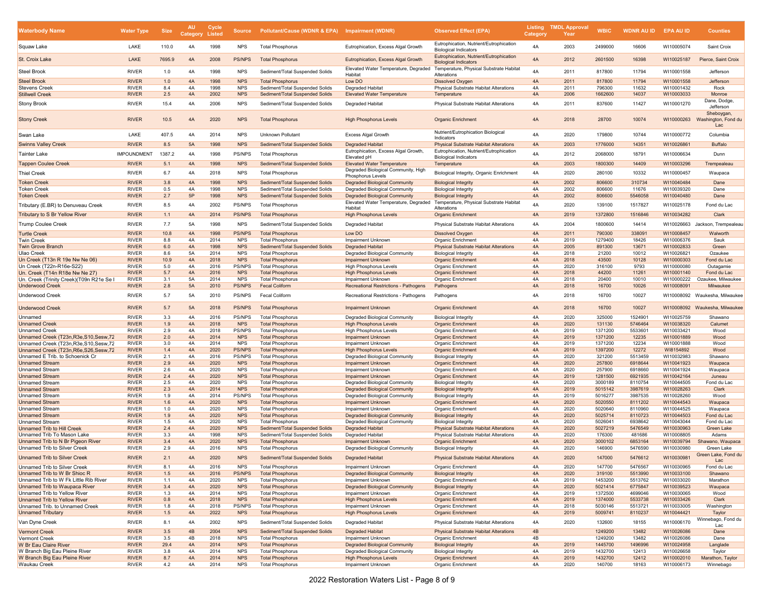| Waterbody Name | Water Type | Size | AU Category | Cycle Listed | Source | Pollutant/Cause (WDNR & EPA) | Impairment (WDNR) | Observed Effect (EPA) | Listing Category | TMDL Approval Year | WBIC | WDNR AU ID | EPA AU ID | Counties |
|---|---|---|---|---|---|---|---|---|---|---|---|---|---|---|
| Squaw Lake | LAKE | 110.0 | 4A | 1998 | NPS | Total Phosphorus | Eutrophication, Excess Algal Growth | Eutrophication, Nutrient/Eutrophication Biological Indicators | 4A | 2003 | 2499000 | 16606 | WI10005074 | Saint Croix |
| St. Croix Lake | LAKE | 7695.9 | 4A | 2008 | PS/NPS | Total Phosphorus | Eutrophication, Excess Algal Growth | Eutrophication, Nutrient/Eutrophication Biological Indicators | 4A | 2012 | 2601500 | 16398 | WI10025187 | Pierce, Saint Croix |
| Steel Brook | RIVER | 1.0 | 4A | 1998 | NPS | Sediment/Total Suspended Solids | Elevated Water Temperature, Degraded Habitat | Temperature, Physical Substrate Habitat Alterations | 4A | 2011 | 817800 | 11794 | WI10001558 | Jefferson |
| Steel Brook | RIVER | 1.0 | 4A | 1998 | NPS | Total Phosphorus | Low DO | Dissolved Oxygen | 4A | 2011 | 817800 | 11794 | WI10001558 | Jefferson |
| Stevens Creek | RIVER | 8.4 | 4A | 1998 | NPS | Sediment/Total Suspended Solids | Degraded Habitat | Physical Substrate Habitat Alterations | 4A | 2011 | 796300 | 11632 | WI10001432 | Rock |
| Stillwell Creek | RIVER | 2.5 | 4A | 2002 | NPS | Sediment/Total Suspended Solids | Elevated Water Temperature | Temperature | 4A | 2006 | 1662600 | 14037 | WI10003033 | Monroe |
| Stony Brook | RIVER | 15.4 | 4A | 2006 | NPS | Sediment/Total Suspended Solids | Degraded Habitat | Physical Substrate Habitat Alterations | 4A | 2011 | 837600 | 11427 | WI10001270 | Dane, Dodge, Jefferson |
| Stony Creek | RIVER | 10.5 | 4A | 2020 | NPS | Total Phosphorus | High Phosphorus Levels | Organic Enrichment | 4A | 2018 | 28700 | 10074 | WI10000263 | Sheboygan, Washington, Fond du Lac |
| Swan Lake | LAKE | 407.5 | 4A | 2014 | NPS | Unknown Pollutant | Excess Algal Growth | Nutrient/Eutrophication Biological Indicators | 4A | 2020 | 179800 | 10744 | WI10000772 | Columbia |
| Swinns Valley Creek | RIVER | 8.5 | 5A | 1998 | NPS | Sediment/Total Suspended Solids | Degraded Habitat | Physical Substrate Habitat Alterations | 4A | 2003 | 1776000 | 14351 | WI10026861 | Buffalo |
| Tainter Lake | IMPOUNDMENT | 1387.2 | 4A | 1998 | PS/NPS | Total Phosphorus | Eutrophication, Excess Algal Growth, Elevated pH | Eutrophication, Nutrient/Eutrophication Biological Indicators | 4A | 2012 | 2068000 | 18791 | WI10006634 | Dunn |
| Tappen Coulee Creek | RIVER | 5.1 | 4A | 1998 | NPS | Sediment/Total Suspended Solids | Elevated Water Temperature | Temperature | 4A | 2003 | 1800300 | 14409 | WI10003296 | Trempealeau |
| Thiel Creek | RIVER | 6.7 | 4A | 2018 | NPS | Total Phosphorus | Degraded Biological Community, High Phosphorus Levels | Biological Integrity, Organic Enrichment | 4A | 2020 | 280100 | 10332 | WI10000457 | Waupaca |
| Token Creek | RIVER | 3.8 | 4A | 1998 | NPS | Sediment/Total Suspended Solids | Degraded Biological Community | Biological Integrity | 4A | 2002 | 806600 | 310734 | WI10040484 | Dane |
| Token Creek | RIVER | 0.5 | 4A | 1998 | NPS | Sediment/Total Suspended Solids | Degraded Biological Community | Biological Integrity | 4A | 2002 | 806600 | 11676 | WI10039320 | Dane |
| Token Creek | RIVER | 2.7 | 5P | 1998 | NPS | Sediment/Total Suspended Solids | Degraded Biological Community | Biological Integrity | 4A | 2002 | 806600 | 5546058 | WI10040480 | Dane |
| Tributary (E.BR) to Denuveau Creek | RIVER | 8.5 | 4A | 2002 | PS/NPS | Total Phosphorus | Elevated Water Temperature, Degraded Habitat | Temperature, Physical Substrate Habitat Alterations | 4A | 2020 | 139100 | 1517827 | WI10025178 | Fond du Lac |
| Tributary to S Br Yellow River | RIVER | 1.1 | 4A | 2014 | PS/NPS | Total Phosphorus | High Phosphorus Levels | Organic Enrichment | 4A | 2019 | 1372800 | 1516846 | WI10034282 | Clark |
| Trump Coulee Creek | RIVER | 7.7 | 5A | 1998 | NPS | Sediment/Total Suspended Solids | Degraded Habitat | Physical Substrate Habitat Alterations | 4A | 2004 | 1800600 | 14414 | WI10026663 | Jackson, Trempealeau |
| Turtle Creek | RIVER | 10.8 | 4A | 1998 | PS/NPS | Total Phosphorus | Low DO | Dissolved Oxygen | 4A | 2011 | 790300 | 338091 | WI10008457 | Walworth |
| Twin Creek | RIVER | 8.8 | 4A | 2014 | NPS | Total Phosphorus | Impairment Unknown | Organic Enrichment | 4A | 2019 | 1279400 | 18426 | WI10006376 | Sauk |
| Twin Grove Branch | RIVER | 6.0 | 4A | 1998 | NPS | Sediment/Total Suspended Solids | Degraded Habitat | Physical Substrate Habitat Alterations | 4A | 2005 | 891300 | 13671 | WI10002833 | Green |
| Ulao Creek | RIVER | 8.6 | 5A | 2014 | NPS | Total Phosphorus | Degraded Biological Community | Biological Integrity | 4A | 2018 | 21200 | 10012 | WI10026821 | Ozaukee |
| Un Creek (T13n R 19e Nw Ne 06) | RIVER | 10.9 | 4A | 2018 | NPS | Total Phosphorus | Impairment Unknown | Organic Enrichment | 4A | 2018 | 43500 | 10128 | WI10000303 | Fond du Lac |
| Un Creek (T22n-R16e-S22) | RIVER | 5.0 | 4A | 2016 | PS/NPS | Total Phosphorus | High Phosphorus Levels | Organic Enrichment | 4A | 2020 | 316100 | 9793 | WI10000080 | Outagamie |
| Un. Creek (T14n R18e Nw Ne 27) | RIVER | 5.7 | 4A | 2016 | NPS | Total Phosphorus | High Phosphorus Levels | Organic Enrichment | 4A | 2018 | 44200 | 11261 | WI10001140 | Fond du Lac |
| Un. Creek (Trinity Creek)(T09n R21e Se I | RIVER | 3.1 | 5A | 2014 | NPS | Total Phosphorus | Impairment Unknown | Organic Enrichment | 4A | 2018 | 20400 | 10010 | WI10000222 | Ozaukee, Milwaukee |
| Underwood Creek | RIVER | 2.8 | 5A | 2010 | PS/NPS | Fecal Coliform | Recreational Restrictions - Pathogens | Pathogens | 4A | 2018 | 16700 | 10026 | WI10008091 | Milwaukee |
| Underwood Creek | RIVER | 5.7 | 5A | 2010 | PS/NPS | Fecal Coliform | Recreational Restrictions - Pathogens | Pathogens | 4A | 2018 | 16700 | 10027 | WI10008092 | Waukesha, Milwaukee |
| Underwood Creek | RIVER | 5.7 | 5A | 2018 | PS/NPS | Total Phosphorus | Impairment Unknown | Organic Enrichment | 4A | 2018 | 16700 | 10027 | WI10008092 | Waukesha, Milwaukee |
| Unnamed | RIVER | 3.3 | 4A | 2016 | PS/NPS | Total Phosphorus | Degraded Biological Community | Biological Integrity | 4A | 2020 | 325000 | 1524901 | WI10025759 | Shawano |
| Unnamed Creek | RIVER | 1.9 | 4A | 2018 | NPS | Total Phosphorus | High Phosphorus Levels | Organic Enrichment | 4A | 2020 | 131130 | 5746464 | WI10038320 | Calumet |
| Unnamed Creek | RIVER | 2.9 | 4A | 2018 | PS/NPS | Total Phosphorus | High Phosphorus Levels | Organic Enrichment | 4A | 2019 | 1371200 | 5533601 | WI10033421 | Wood |
| Unnamed Creek (T23n,R3e,S10,Sesw,72 | RIVER | 2.0 | 4A | 2014 | NPS | Total Phosphorus | Impairment Unknown | Organic Enrichment | 4A | 2019 | 1371200 | 12235 | WI10001889 | Wood |
| Unnamed Creek (T23n,R3e,S10,Sesw,72 | RIVER | 3.0 | 4A | 2014 | NPS | Total Phosphorus | Impairment Unknown | Organic Enrichment | 4A | 2019 | 1371200 | 12234 | WI10001888 | Wood |
| Unnamed Creek (T23n,R6e,S26,Sesw,72 | RIVER | 1.4 | 4A | 2020 | PS/NPS | Total Phosphorus | High Phosphorus Levels | Organic Enrichment | 4A | 2019 | 1397200 | 12272 | WI8154892 | Wood |
| Unnamed E Trib. to Schoenick Cr | RIVER | 2.1 | 4A | 2016 | PS/NPS | Total Phosphorus | Degraded Biological Community | Biological Integrity | 4A | 2020 | 321200 | 5513459 | WI10032983 | Shawano |
| Unnamed Stream | RIVER | 2.9 | 4A | 2020 | NPS | Total Phosphorus | Impairment Unknown | Organic Enrichment | 4A | 2020 | 257800 | 6918644 | WI10041923 | Waupaca |
| Unnamed Stream | RIVER | 2.6 | 4A | 2020 | NPS | Total Phosphorus | Impairment Unknown | Organic Enrichment | 4A | 2020 | 257900 | 6918660 | WI10041924 | Waupaca |
| Unnamed Stream | RIVER | 2.4 | 4A | 2020 | NPS | Total Phosphorus | Impairment Unknown | Organic Enrichment | 4A | 2019 | 1281500 | 6921935 | WI10042164 | Juneau |
| Unnamed Stream | RIVER | 2.5 | 4A | 2020 | NPS | Total Phosphorus | Degraded Biological Community | Biological Integrity | 4A | 2020 | 3000189 | 8110754 | WI10044505 | Fond du Lac |
| Unnamed Stream | RIVER | 2.3 | 4A | 2014 | NPS | Total Phosphorus | Degraded Biological Community | Biological Integrity | 4A | 2019 | 5015142 | 3987619 | WI10028263 | Clark |
| Unnamed Stream | RIVER | 1.9 | 4A | 2014 | PS/NPS | Total Phosphorus | Degraded Biological Community | Biological Integrity | 4A | 2019 | 5016277 | 3987535 | WI10028260 | Wood |
| Unnamed Stream | RIVER | 1.6 | 4A | 2020 | NPS | Total Phosphorus | Impairment Unknown | Organic Enrichment | 4A | 2020 | 5020550 | 8111202 | WI10044543 | Waupaca |
| Unnamed Stream | RIVER | 1.0 | 4A | 2020 | NPS | Total Phosphorus | Impairment Unknown | Organic Enrichment | 4A | 2020 | 5020640 | 8110960 | WI10044525 | Waupaca |
| Unnamed Stream | RIVER | 1.9 | 4A | 2020 | NPS | Total Phosphorus | Degraded Biological Community | Biological Integrity | 4A | 2020 | 5025714 | 8110723 | WI10044503 | Fond du Lac |
| Unnamed Stream | RIVER | 1.5 | 4A | 2020 | NPS | Total Phosphorus | Degraded Biological Community | Biological Integrity | 4A | 2020 | 5026041 | 6938642 | WI10043044 | Fond du Lac |
| Unnamed Trib to Hill Creek | RIVER | 2.4 | 4A | 2020 | NPS | Sediment/Total Suspended Solids | Degraded Habitat | Physical Substrate Habitat Alterations | 4A | 2020 | 5027219 | 5476549 | WI10030963 | Green Lake |
| Unnamed Trib To Mason Lake | RIVER | 3.3 | 4A | 1998 | NPS | Sediment/Total Suspended Solids | Degraded Habitat | Physical Substrate Habitat Alterations | 4A | 2020 | 176300 | 481686 | WI10008805 | Adams |
| Unnamed Trib to N Br Pigeon River | RIVER | 3.4 | 4A | 2020 | NPS | Total Phosphorus | Impairment Unknown | Organic Enrichment | 4A | 2020 | 3000102 | 6853164 | WI10039794 | Shawano, Waupaca |
| Unnamed Trib to Silver Creek | RIVER | 2.9 | 4A | 2016 | NPS | Total Phosphorus | Degraded Biological Community | Biological Integrity | 4A | 2020 | 146900 | 5476590 | WI10030980 | Green Lake |
| Unnamed Trib to Silver Creek | RIVER | 2.1 | 4A | 2020 | NPS | Sediment/Total Suspended Solids | Degraded Habitat | Physical Substrate Habitat Alterations | 4A | 2020 | 147000 | 5476612 | WI10030981 | Green Lake, Fond du Lac |
| Unnamed Trib to Silver Creek | RIVER | 8.1 | 4A | 2016 | NPS | Total Phosphorus | Impairment Unknown | Organic Enrichment | 4A | 2020 | 147700 | 5476567 | WI10030965 | Fond du Lac |
| Unnamed Trib to W Br Shioc R | RIVER | 1.5 | 4A | 2016 | PS/NPS | Total Phosphorus | Degraded Biological Community | Biological Integrity | 4A | 2020 | 319100 | 5513990 | WI10033100 | Shawano |
| Unnamed Trib to W Fk Little Rib River | RIVER | 1.1 | 4A | 2020 | NPS | Total Phosphorus | Impairment Unknown | Organic Enrichment | 4A | 2019 | 1453200 | 5513762 | WI10033020 | Marathon |
| Unnamed Trib to Waupaca River | RIVER | 3.4 | 4A | 2020 | NPS | Total Phosphorus | Degraded Biological Community | Biological Integrity | 4A | 2020 | 5021414 | 6775847 | WI10039523 | Waupaca |
| Unnamed Trib to Yellow River | RIVER | 1.3 | 4A | 2014 | NPS | Total Phosphorus | Impairment Unknown | Organic Enrichment | 4A | 2019 | 1372500 | 4699046 | WI10030065 | Wood |
| Unnamed Trib to Yellow River | RIVER | 0.8 | 4A | 2018 | NPS | Total Phosphorus | High Phosphorus Levels | Organic Enrichment | 4A | 2019 | 1374000 | 5533738 | WI10033426 | Clark |
| Unnamed Trib. to Unnamed Creek | RIVER | 1.8 | 4A | 2018 | PS/NPS | Total Phosphorus | Impairment Unknown | Organic Enrichment | 4A | 2018 | 5030146 | 5513721 | WI10033005 | Washington |
| Unnamed Tributary | RIVER | 1.5 | 4A | 2022 | NPS | Total Phosphorus | High Phosphorus Levels | Organic Enrichment | 4A | 2019 | 5009741 | 8110237 | WI10044421 | Taylor |
| Van Dyne Creek | RIVER | 8.1 | 4A | 2002 | NPS | Sediment/Total Suspended Solids | Degraded Habitat | Physical Substrate Habitat Alterations | 4A | 2020 | 132600 | 18155 | WI10006170 | Winnebago, Fond du Lac |
| Vermont Creek | RIVER | 3.5 | 4B | 2004 | NPS | Sediment/Total Suspended Solids | Degraded Habitat | Physical Substrate Habitat Alterations | 4B | | 1249200 | 13482 | WI10026086 | Dane |
| Vermont Creek | RIVER | 3.5 | 4B | 2018 | NPS | Total Phosphorus | Impairment Unknown | Organic Enrichment | 4B | | 1249200 | 13482 | WI10026086 | Dane |
| W Br Eau Claire River | RIVER | 29.4 | 4A | 2014 | NPS | Total Phosphorus | Degraded Biological Community | Biological Integrity | 4A | 2019 | 1445700 | 1496996 | WI10024958 | Langlade |
| W Branch Big Eau Pleine River | RIVER | 3.8 | 4A | 2014 | NPS | Total Phosphorus | Degraded Biological Community | Biological Integrity | 4A | 2019 | 1432700 | 12413 | WI10026658 | Taylor |
| W Branch Big Eau Pleine River | RIVER | 8.7 | 4A | 2014 | NPS | Total Phosphorus | High Phosphorus Levels | Organic Enrichment | 4A | 2019 | 1432700 | 12412 | WI10002010 | Marathon, Taylor |
| Waukau Creek | RIVER | 4.2 | 4A | 2014 | NPS | Total Phosphorus | Impairment Unknown | Organic Enrichment | 4A | 2020 | 140700 | 18163 | WI10006173 | Winnebago |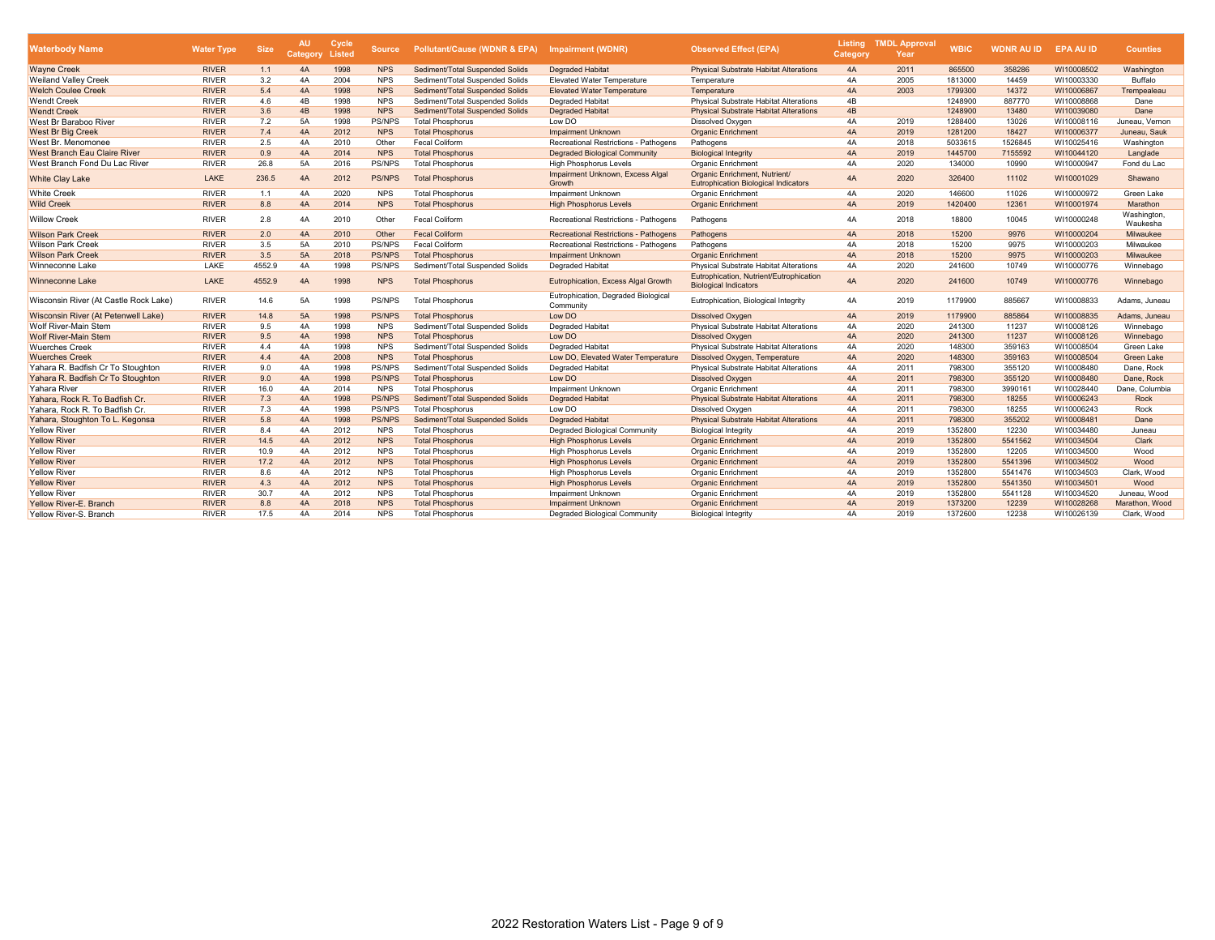| Waterbody Name | Water Type | Size | AU Category | Cycle Listed | Source | Pollutant/Cause (WDNR & EPA) | Impairment (WDNR) | Observed Effect (EPA) | Listing Category | TMDL Approval Year | WBIC | WDNR AU ID | EPA AU ID | Counties |
|---|---|---|---|---|---|---|---|---|---|---|---|---|---|---|
| Wayne Creek | RIVER | 1.1 | 4A | 1998 | NPS | Sediment/Total Suspended Solids | Degraded Habitat | Physical Substrate Habitat Alterations | 4A | 2011 | 865500 | 358286 | WI10008502 | Washington |
| Weiland Valley Creek | RIVER | 3.2 | 4A | 2004 | NPS | Sediment/Total Suspended Solids | Elevated Water Temperature | Temperature | 4A | 2005 | 1813000 | 14459 | WI10003330 | Buffalo |
| Welch Coulee Creek | RIVER | 5.4 | 4A | 1998 | NPS | Sediment/Total Suspended Solids | Elevated Water Temperature | Temperature | 4A | 2003 | 1799300 | 14372 | WI10006867 | Trempealeau |
| Wendt Creek | RIVER | 4.6 | 4B | 1998 | NPS | Sediment/Total Suspended Solids | Degraded Habitat | Physical Substrate Habitat Alterations | 4B | | 1248900 | 887770 | WI10008868 | Dane |
| Wendt Creek | RIVER | 3.6 | 4B | 1998 | NPS | Sediment/Total Suspended Solids | Degraded Habitat | Physical Substrate Habitat Alterations | 4B | | 1248900 | 13480 | WI10039080 | Dane |
| West Br Baraboo River | RIVER | 7.2 | 5A | 1998 | PS/NPS | Total Phosphorus | Low DO | Dissolved Oxygen | 4A | 2019 | 1288400 | 13026 | WI10008116 | Juneau, Vernon |
| West Br Big Creek | RIVER | 7.4 | 4A | 2012 | NPS | Total Phosphorus | Impairment Unknown | Organic Enrichment | 4A | 2019 | 1281200 | 18427 | WI10006377 | Juneau, Sauk |
| West Br. Menomonee | RIVER | 2.5 | 4A | 2010 | Other | Fecal Coliform | Recreational Restrictions - Pathogens | Pathogens | 4A | 2018 | 5033615 | 1526845 | WI10025416 | Washington |
| West Branch Eau Claire River | RIVER | 0.9 | 4A | 2014 | NPS | Total Phosphorus | Degraded Biological Community | Biological Integrity | 4A | 2019 | 1445700 | 7155592 | WI10044120 | Langlade |
| West Branch Fond Du Lac River | RIVER | 26.8 | 5A | 2016 | PS/NPS | Total Phosphorus | High Phosphorus Levels | Organic Enrichment | 4A | 2020 | 134000 | 10990 | WI10000947 | Fond du Lac |
| White Clay Lake | LAKE | 236.5 | 4A | 2012 | PS/NPS | Total Phosphorus | Impairment Unknown, Excess Algal Growth | Organic Enrichment, Nutrient/ Eutrophication Biological Indicators | 4A | 2020 | 326400 | 11102 | WI10001029 | Shawano |
| White Creek | RIVER | 1.1 | 4A | 2020 | NPS | Total Phosphorus | Impairment Unknown | Organic Enrichment | 4A | 2020 | 146600 | 11026 | WI10000972 | Green Lake |
| Wild Creek | RIVER | 8.8 | 4A | 2014 | NPS | Total Phosphorus | High Phosphorus Levels | Organic Enrichment | 4A | 2019 | 1420400 | 12361 | WI10001974 | Marathon |
| Willow Creek | RIVER | 2.8 | 4A | 2010 | Other | Fecal Coliform | Recreational Restrictions - Pathogens | Pathogens | 4A | 2018 | 18800 | 10045 | WI10000248 | Washington, Waukesha |
| Wilson Park Creek | RIVER | 2.0 | 4A | 2010 | Other | Fecal Coliform | Recreational Restrictions - Pathogens | Pathogens | 4A | 2018 | 15200 | 9976 | WI10000204 | Milwaukee |
| Wilson Park Creek | RIVER | 3.5 | 5A | 2010 | PS/NPS | Fecal Coliform | Recreational Restrictions - Pathogens | Pathogens | 4A | 2018 | 15200 | 9975 | WI10000203 | Milwaukee |
| Wilson Park Creek | RIVER | 3.5 | 5A | 2018 | PS/NPS | Total Phosphorus | Impairment Unknown | Organic Enrichment | 4A | 2018 | 15200 | 9975 | WI10000203 | Milwaukee |
| Winneconne Lake | LAKE | 4552.9 | 4A | 1998 | PS/NPS | Sediment/Total Suspended Solids | Degraded Habitat | Physical Substrate Habitat Alterations | 4A | 2020 | 241600 | 10749 | WI10000776 | Winnebago |
| Winneconne Lake | LAKE | 4552.9 | 4A | 1998 | NPS | Total Phosphorus | Eutrophication, Excess Algal Growth | Eutrophication, Nutrient/Eutrophication Biological Indicators | 4A | 2020 | 241600 | 10749 | WI10000776 | Winnebago |
| Wisconsin River (At Castle Rock Lake) | RIVER | 14.6 | 5A | 1998 | PS/NPS | Total Phosphorus | Eutrophication, Degraded Biological Community | Eutrophication, Biological Integrity | 4A | 2019 | 1179900 | 885667 | WI10008833 | Adams, Juneau |
| Wisconsin River (At Petenwell Lake) | RIVER | 14.8 | 5A | 1998 | PS/NPS | Total Phosphorus | Low DO | Dissolved Oxygen | 4A | 2019 | 1179900 | 885864 | WI10008835 | Adams, Juneau |
| Wolf River-Main Stem | RIVER | 9.5 | 4A | 1998 | NPS | Sediment/Total Suspended Solids | Degraded Habitat | Physical Substrate Habitat Alterations | 4A | 2020 | 241300 | 11237 | WI10008126 | Winnebago |
| Wolf River-Main Stem | RIVER | 9.5 | 4A | 1998 | NPS | Total Phosphorus | Low DO | Dissolved Oxygen | 4A | 2020 | 241300 | 11237 | WI10008126 | Winnebago |
| Wuerches Creek | RIVER | 4.4 | 4A | 1998 | NPS | Sediment/Total Suspended Solids | Degraded Habitat | Physical Substrate Habitat Alterations | 4A | 2020 | 148300 | 359163 | WI10008504 | Green Lake |
| Wuerches Creek | RIVER | 4.4 | 4A | 2008 | NPS | Total Phosphorus | Low DO, Elevated Water Temperature | Dissolved Oxygen, Temperature | 4A | 2020 | 148300 | 359163 | WI10008504 | Green Lake |
| Yahara R. Badfish Cr To Stoughton | RIVER | 9.0 | 4A | 1998 | PS/NPS | Sediment/Total Suspended Solids | Degraded Habitat | Physical Substrate Habitat Alterations | 4A | 2011 | 798300 | 355120 | WI10008480 | Dane, Rock |
| Yahara R. Badfish Cr To Stoughton | RIVER | 9.0 | 4A | 1998 | PS/NPS | Total Phosphorus | Low DO | Dissolved Oxygen | 4A | 2011 | 798300 | 355120 | WI10008480 | Dane, Rock |
| Yahara River | RIVER | 16.0 | 4A | 2014 | NPS | Total Phosphorus | Impairment Unknown | Organic Enrichment | 4A | 2011 | 798300 | 3990161 | WI10028440 | Dane, Columbia |
| Yahara, Rock R. To Badfish Cr. | RIVER | 7.3 | 4A | 1998 | PS/NPS | Sediment/Total Suspended Solids | Degraded Habitat | Physical Substrate Habitat Alterations | 4A | 2011 | 798300 | 18255 | WI10006243 | Rock |
| Yahara, Rock R. To Badfish Cr. | RIVER | 7.3 | 4A | 1998 | PS/NPS | Total Phosphorus | Low DO | Dissolved Oxygen | 4A | 2011 | 798300 | 18255 | WI10006243 | Rock |
| Yahara, Stoughton To L. Kegonsa | RIVER | 5.8 | 4A | 1998 | PS/NPS | Sediment/Total Suspended Solids | Degraded Habitat | Physical Substrate Habitat Alterations | 4A | 2011 | 798300 | 355202 | WI10008481 | Dane |
| Yellow River | RIVER | 8.4 | 4A | 2012 | NPS | Total Phosphorus | Degraded Biological Community | Biological Integrity | 4A | 2019 | 1352800 | 12230 | WI10034480 | Juneau |
| Yellow River | RIVER | 14.5 | 4A | 2012 | NPS | Total Phosphorus | High Phosphorus Levels | Organic Enrichment | 4A | 2019 | 1352800 | 5541562 | WI10034504 | Clark |
| Yellow River | RIVER | 10.9 | 4A | 2012 | NPS | Total Phosphorus | High Phosphorus Levels | Organic Enrichment | 4A | 2019 | 1352800 | 12205 | WI10034500 | Wood |
| Yellow River | RIVER | 17.2 | 4A | 2012 | NPS | Total Phosphorus | High Phosphorus Levels | Organic Enrichment | 4A | 2019 | 1352800 | 5541396 | WI10034502 | Wood |
| Yellow River | RIVER | 8.6 | 4A | 2012 | NPS | Total Phosphorus | High Phosphorus Levels | Organic Enrichment | 4A | 2019 | 1352800 | 5541476 | WI10034503 | Clark, Wood |
| Yellow River | RIVER | 4.3 | 4A | 2012 | NPS | Total Phosphorus | High Phosphorus Levels | Organic Enrichment | 4A | 2019 | 1352800 | 5541350 | WI10034501 | Wood |
| Yellow River | RIVER | 30.7 | 4A | 2012 | NPS | Total Phosphorus | Impairment Unknown | Organic Enrichment | 4A | 2019 | 1352800 | 5541128 | WI10034520 | Juneau, Wood |
| Yellow River-E. Branch | RIVER | 8.8 | 4A | 2018 | NPS | Total Phosphorus | Impairment Unknown | Organic Enrichment | 4A | 2019 | 1373200 | 12239 | WI10028268 | Marathon, Wood |
| Yellow River-S. Branch | RIVER | 17.5 | 4A | 2014 | NPS | Total Phosphorus | Degraded Biological Community | Biological Integrity | 4A | 2019 | 1372600 | 12238 | WI10026139 | Clark, Wood |